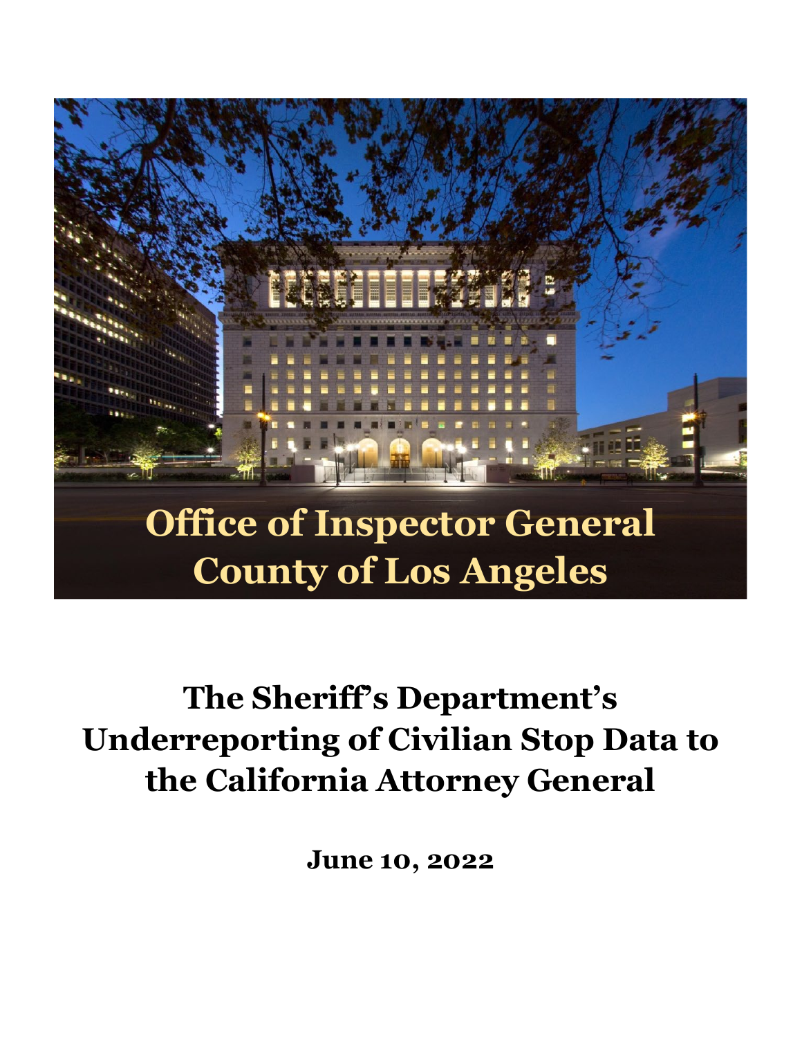# Office of Inspector General
# County of Los Angeles

# The Sheriff's Department's Underreporting of Civilian Stop Data to the California Attorney General

**June 10, 2022**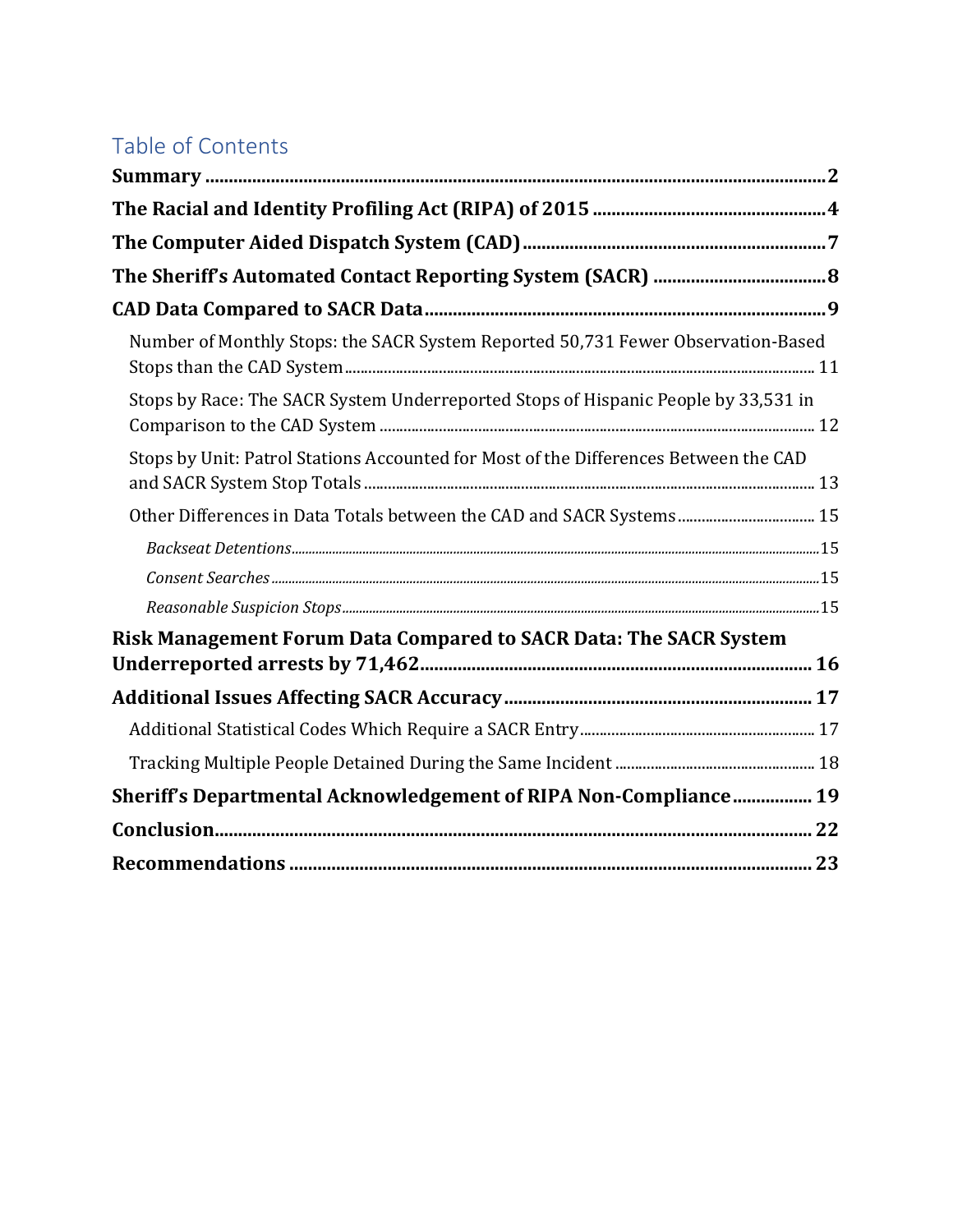# Table of Contents

**Summary** .......... 2

**The Racial and Identity Profiling Act (RIPA) of 2015** .......... 4

**The Computer Aided Dispatch System (CAD)** .......... 7

**The Sheriff's Automated Contact Reporting System (SACR)** .......... 8

**CAD Data Compared to SACR Data** .......... 9

- Number of Monthly Stops: the SACR System Reported 50,731 Fewer Observation-Based Stops than the CAD System .......... 11
- Stops by Race: The SACR System Underreported Stops of Hispanic People by 33,531 in Comparison to the CAD System .......... 12
- Stops by Unit: Patrol Stations Accounted for Most of the Differences Between the CAD and SACR System Stop Totals .......... 13
- Other Differences in Data Totals between the CAD and SACR Systems .......... 15
  - *Backseat Detentions* .......... 15
  - *Consent Searches* .......... 15
  - *Reasonable Suspicion Stops* .......... 15

**Risk Management Forum Data Compared to SACR Data: The SACR System Underreported arrests by 71,462** .......... 16

**Additional Issues Affecting SACR Accuracy** .......... 17

- Additional Statistical Codes Which Require a SACR Entry .......... 17
- Tracking Multiple People Detained During the Same Incident .......... 18

**Sheriff's Departmental Acknowledgement of RIPA Non-Compliance** .......... 19

**Conclusion** .......... 22

**Recommendations** .......... 23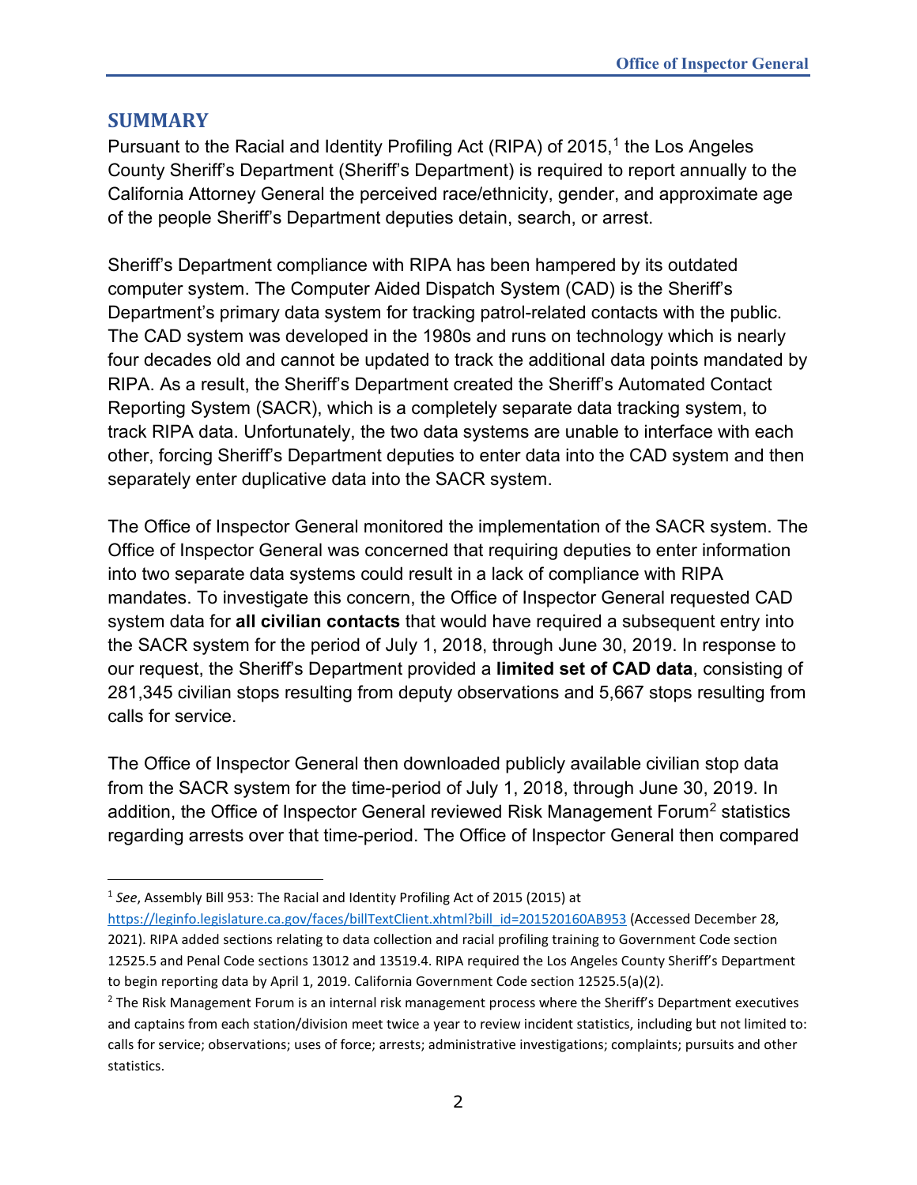## SUMMARY

Pursuant to the Racial and Identity Profiling Act (RIPA) of 2015,[1] the Los Angeles County Sheriff's Department (Sheriff's Department) is required to report annually to the California Attorney General the perceived race/ethnicity, gender, and approximate age of the people Sheriff's Department deputies detain, search, or arrest.

Sheriff's Department compliance with RIPA has been hampered by its outdated computer system. The Computer Aided Dispatch System (CAD) is the Sheriff's Department's primary data system for tracking patrol-related contacts with the public. The CAD system was developed in the 1980s and runs on technology which is nearly four decades old and cannot be updated to track the additional data points mandated by RIPA. As a result, the Sheriff's Department created the Sheriff's Automated Contact Reporting System (SACR), which is a completely separate data tracking system, to track RIPA data. Unfortunately, the two data systems are unable to interface with each other, forcing Sheriff's Department deputies to enter data into the CAD system and then separately enter duplicative data into the SACR system.

The Office of Inspector General monitored the implementation of the SACR system. The Office of Inspector General was concerned that requiring deputies to enter information into two separate data systems could result in a lack of compliance with RIPA mandates. To investigate this concern, the Office of Inspector General requested CAD system data for **all civilian contacts** that would have required a subsequent entry into the SACR system for the period of July 1, 2018, through June 30, 2019. In response to our request, the Sheriff's Department provided a **limited set of CAD data**, consisting of 281,345 civilian stops resulting from deputy observations and 5,667 stops resulting from calls for service.

The Office of Inspector General then downloaded publicly available civilian stop data from the SACR system for the time-period of July 1, 2018, through June 30, 2019. In addition, the Office of Inspector General reviewed Risk Management Forum[2] statistics regarding arrests over that time-period. The Office of Inspector General then compared

---

[1] *See*, Assembly Bill 953: The Racial and Identity Profiling Act of 2015 (2015) at https://leginfo.legislature.ca.gov/faces/billTextClient.xhtml?bill_id=201520160AB953 (Accessed December 28, 2021). RIPA added sections relating to data collection and racial profiling training to Government Code section 12525.5 and Penal Code sections 13012 and 13519.4. RIPA required the Los Angeles County Sheriff's Department to begin reporting data by April 1, 2019. California Government Code section 12525.5(a)(2).

[2] The Risk Management Forum is an internal risk management process where the Sheriff's Department executives and captains from each station/division meet twice a year to review incident statistics, including but not limited to: calls for service; observations; uses of force; arrests; administrative investigations; complaints; pursuits and other statistics.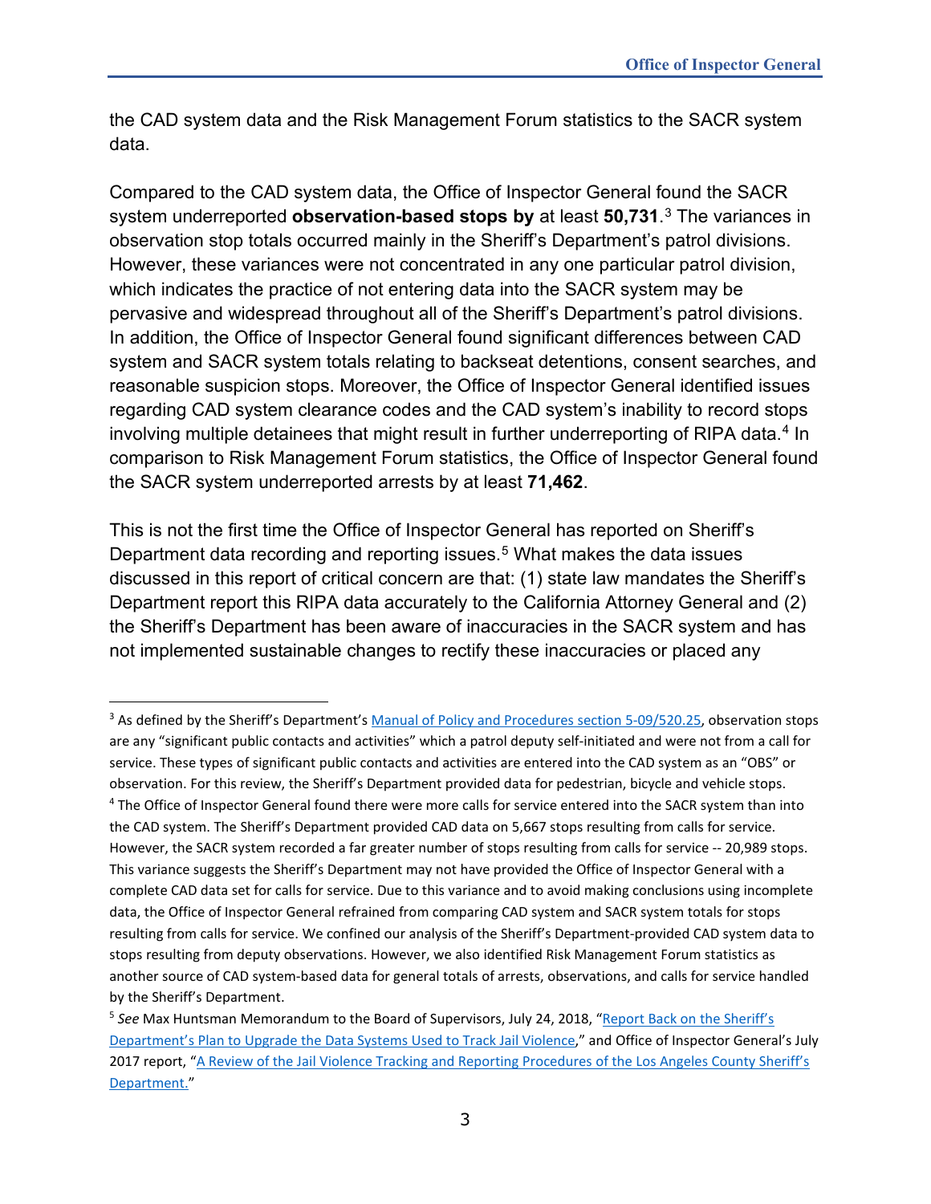the CAD system data and the Risk Management Forum statistics to the SACR system data.

Compared to the CAD system data, the Office of Inspector General found the SACR system underreported **observation-based stops by** at least **50,731**.[3] The variances in observation stop totals occurred mainly in the Sheriff's Department's patrol divisions. However, these variances were not concentrated in any one particular patrol division, which indicates the practice of not entering data into the SACR system may be pervasive and widespread throughout all of the Sheriff's Department's patrol divisions. In addition, the Office of Inspector General found significant differences between CAD system and SACR system totals relating to backseat detentions, consent searches, and reasonable suspicion stops. Moreover, the Office of Inspector General identified issues regarding CAD system clearance codes and the CAD system's inability to record stops involving multiple detainees that might result in further underreporting of RIPA data.[4] In comparison to Risk Management Forum statistics, the Office of Inspector General found the SACR system underreported arrests by at least **71,462**.

This is not the first time the Office of Inspector General has reported on Sheriff's Department data recording and reporting issues.[5] What makes the data issues discussed in this report of critical concern are that: (1) state law mandates the Sheriff's Department report this RIPA data accurately to the California Attorney General and (2) the Sheriff's Department has been aware of inaccuracies in the SACR system and has not implemented sustainable changes to rectify these inaccuracies or placed any

---

[3] As defined by the Sheriff's Department's Manual of Policy and Procedures section 5-09/520.25, observation stops are any "significant public contacts and activities" which a patrol deputy self-initiated and were not from a call for service. These types of significant public contacts and activities are entered into the CAD system as an "OBS" or observation. For this review, the Sheriff's Department provided data for pedestrian, bicycle and vehicle stops.

[4] The Office of Inspector General found there were more calls for service entered into the SACR system than into the CAD system. The Sheriff's Department provided CAD data on 5,667 stops resulting from calls for service. However, the SACR system recorded a far greater number of stops resulting from calls for service -- 20,989 stops. This variance suggests the Sheriff's Department may not have provided the Office of Inspector General with a complete CAD data set for calls for service. Due to this variance and to avoid making conclusions using incomplete data, the Office of Inspector General refrained from comparing CAD system and SACR system totals for stops resulting from calls for service. We confined our analysis of the Sheriff's Department-provided CAD system data to stops resulting from deputy observations. However, we also identified Risk Management Forum statistics as another source of CAD system-based data for general totals of arrests, observations, and calls for service handled by the Sheriff's Department.

[5] *See* Max Huntsman Memorandum to the Board of Supervisors, July 24, 2018, "Report Back on the Sheriff's Department's Plan to Upgrade the Data Systems Used to Track Jail Violence," and Office of Inspector General's July 2017 report, "A Review of the Jail Violence Tracking and Reporting Procedures of the Los Angeles County Sheriff's Department."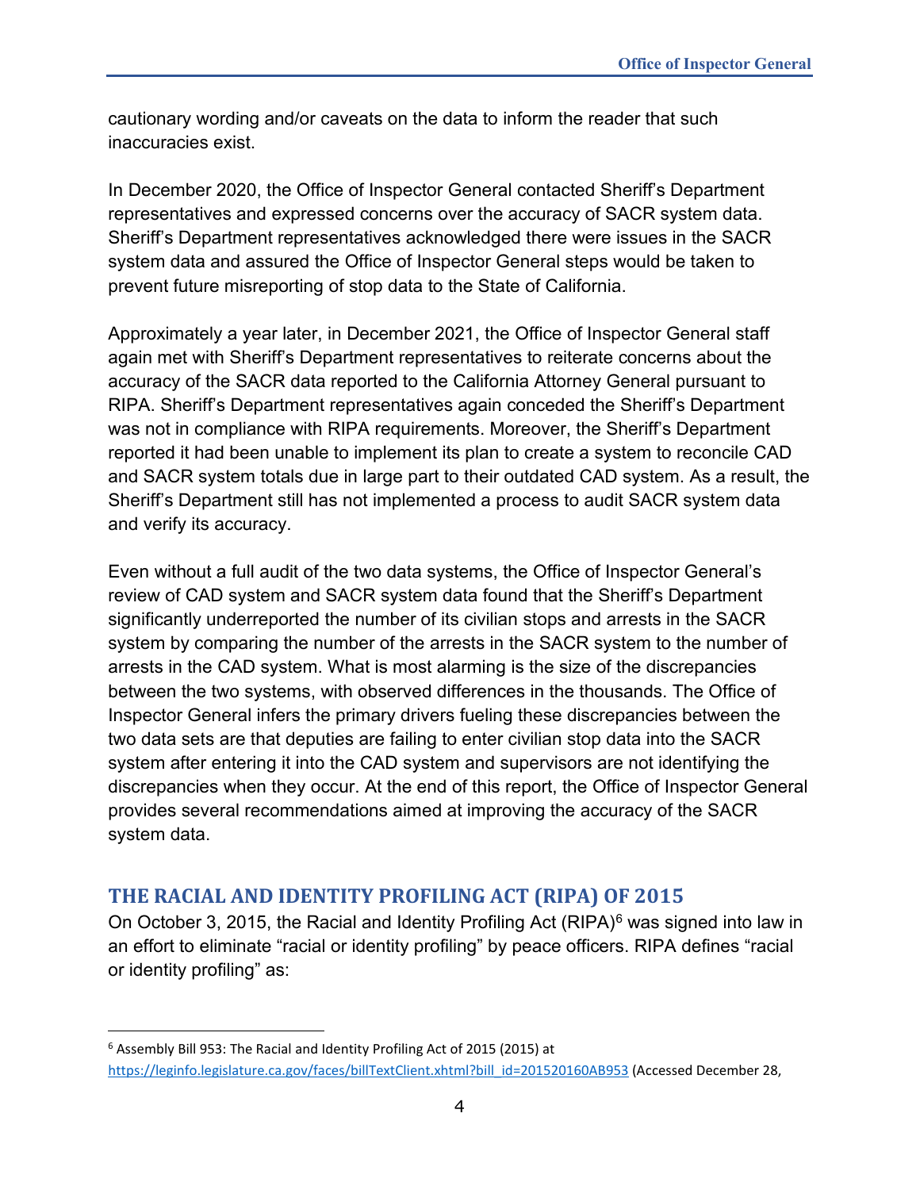cautionary wording and/or caveats on the data to inform the reader that such inaccuracies exist.

In December 2020, the Office of Inspector General contacted Sheriff's Department representatives and expressed concerns over the accuracy of SACR system data. Sheriff's Department representatives acknowledged there were issues in the SACR system data and assured the Office of Inspector General steps would be taken to prevent future misreporting of stop data to the State of California.

Approximately a year later, in December 2021, the Office of Inspector General staff again met with Sheriff's Department representatives to reiterate concerns about the accuracy of the SACR data reported to the California Attorney General pursuant to RIPA. Sheriff's Department representatives again conceded the Sheriff's Department was not in compliance with RIPA requirements. Moreover, the Sheriff's Department reported it had been unable to implement its plan to create a system to reconcile CAD and SACR system totals due in large part to their outdated CAD system. As a result, the Sheriff's Department still has not implemented a process to audit SACR system data and verify its accuracy.

Even without a full audit of the two data systems, the Office of Inspector General's review of CAD system and SACR system data found that the Sheriff's Department significantly underreported the number of its civilian stops and arrests in the SACR system by comparing the number of the arrests in the SACR system to the number of arrests in the CAD system. What is most alarming is the size of the discrepancies between the two systems, with observed differences in the thousands. The Office of Inspector General infers the primary drivers fueling these discrepancies between the two data sets are that deputies are failing to enter civilian stop data into the SACR system after entering it into the CAD system and supervisors are not identifying the discrepancies when they occur. At the end of this report, the Office of Inspector General provides several recommendations aimed at improving the accuracy of the SACR system data.

## THE RACIAL AND IDENTITY PROFILING ACT (RIPA) OF 2015

On October 3, 2015, the Racial and Identity Profiling Act (RIPA)[6] was signed into law in an effort to eliminate "racial or identity profiling" by peace officers. RIPA defines "racial or identity profiling" as:

---

[6] Assembly Bill 953: The Racial and Identity Profiling Act of 2015 (2015) at https://leginfo.legislature.ca.gov/faces/billTextClient.xhtml?bill_id=201520160AB953 (Accessed December 28,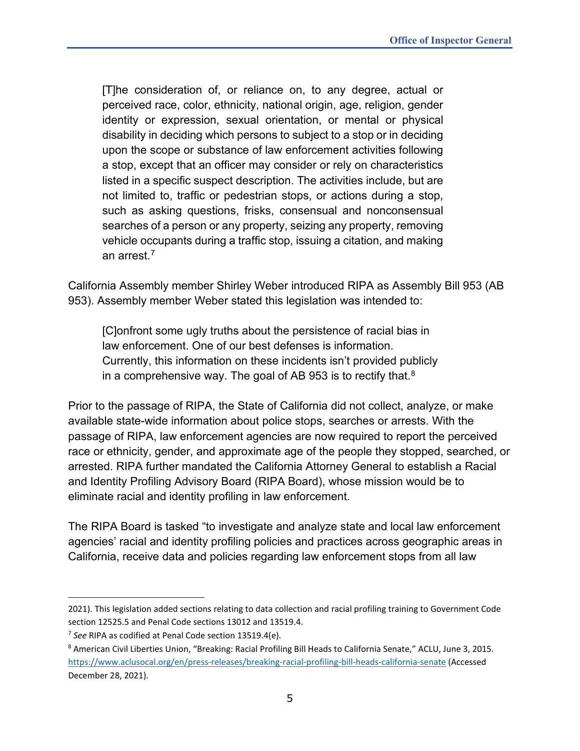> [T]he consideration of, or reliance on, to any degree, actual or perceived race, color, ethnicity, national origin, age, religion, gender identity or expression, sexual orientation, or mental or physical disability in deciding which persons to subject to a stop or in deciding upon the scope or substance of law enforcement activities following a stop, except that an officer may consider or rely on characteristics listed in a specific suspect description. The activities include, but are not limited to, traffic or pedestrian stops, or actions during a stop, such as asking questions, frisks, consensual and nonconsensual searches of a person or any property, seizing any property, removing vehicle occupants during a traffic stop, issuing a citation, and making an arrest.[7]

California Assembly member Shirley Weber introduced RIPA as Assembly Bill 953 (AB 953). Assembly member Weber stated this legislation was intended to:

> [C]onfront some ugly truths about the persistence of racial bias in law enforcement. One of our best defenses is information. Currently, this information on these incidents isn't provided publicly in a comprehensive way. The goal of AB 953 is to rectify that.[8]

Prior to the passage of RIPA, the State of California did not collect, analyze, or make available state-wide information about police stops, searches or arrests. With the passage of RIPA, law enforcement agencies are now required to report the perceived race or ethnicity, gender, and approximate age of the people they stopped, searched, or arrested. RIPA further mandated the California Attorney General to establish a Racial and Identity Profiling Advisory Board (RIPA Board), whose mission would be to eliminate racial and identity profiling in law enforcement.

The RIPA Board is tasked "to investigate and analyze state and local law enforcement agencies' racial and identity profiling policies and practices across geographic areas in California, receive data and policies regarding law enforcement stops from all law

---

2021). This legislation added sections relating to data collection and racial profiling training to Government Code section 12525.5 and Penal Code sections 13012 and 13519.4.

[7] *See* RIPA as codified at Penal Code section 13519.4(e).

[8] American Civil Liberties Union, "Breaking: Racial Profiling Bill Heads to California Senate," ACLU, June 3, 2015. https://www.aclusocal.org/en/press-releases/breaking-racial-profiling-bill-heads-california-senate (Accessed December 28, 2021).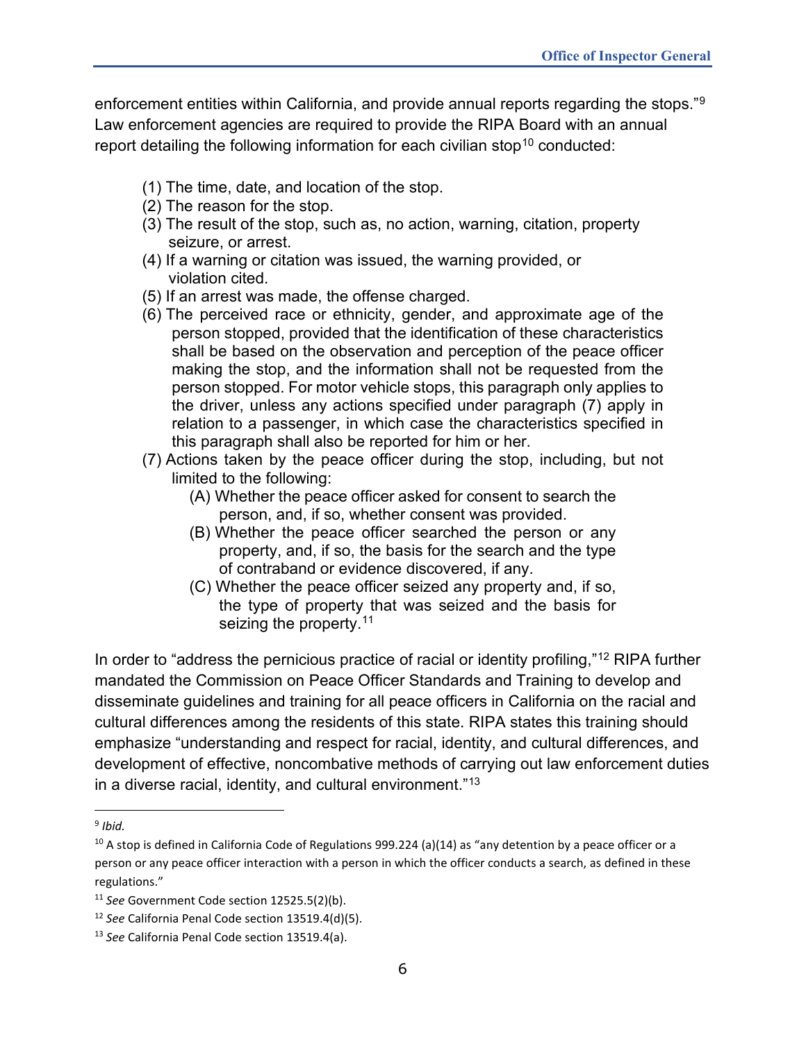enforcement entities within California, and provide annual reports regarding the stops."[9] Law enforcement agencies are required to provide the RIPA Board with an annual report detailing the following information for each civilian stop[10] conducted:

(1) The time, date, and location of the stop.
(2) The reason for the stop.
(3) The result of the stop, such as, no action, warning, citation, property seizure, or arrest.
(4) If a warning or citation was issued, the warning provided, or violation cited.
(5) If an arrest was made, the offense charged.
(6) The perceived race or ethnicity, gender, and approximate age of the person stopped, provided that the identification of these characteristics shall be based on the observation and perception of the peace officer making the stop, and the information shall not be requested from the person stopped. For motor vehicle stops, this paragraph only applies to the driver, unless any actions specified under paragraph (7) apply in relation to a passenger, in which case the characteristics specified in this paragraph shall also be reported for him or her.
(7) Actions taken by the peace officer during the stop, including, but not limited to the following:
   (A) Whether the peace officer asked for consent to search the person, and, if so, whether consent was provided.
   (B) Whether the peace officer searched the person or any property, and, if so, the basis for the search and the type of contraband or evidence discovered, if any.
   (C) Whether the peace officer seized any property and, if so, the type of property that was seized and the basis for seizing the property.[11]

In order to "address the pernicious practice of racial or identity profiling,"[12] RIPA further mandated the Commission on Peace Officer Standards and Training to develop and disseminate guidelines and training for all peace officers in California on the racial and cultural differences among the residents of this state. RIPA states this training should emphasize "understanding and respect for racial, identity, and cultural differences, and development of effective, noncombative methods of carrying out law enforcement duties in a diverse racial, identity, and cultural environment."[13]

---

[9] *Ibid.*

[10] A stop is defined in California Code of Regulations 999.224 (a)(14) as "any detention by a peace officer or a person or any peace officer interaction with a person in which the officer conducts a search, as defined in these regulations."

[11] *See* Government Code section 12525.5(2)(b).

[12] *See* California Penal Code section 13519.4(d)(5).

[13] *See* California Penal Code section 13519.4(a).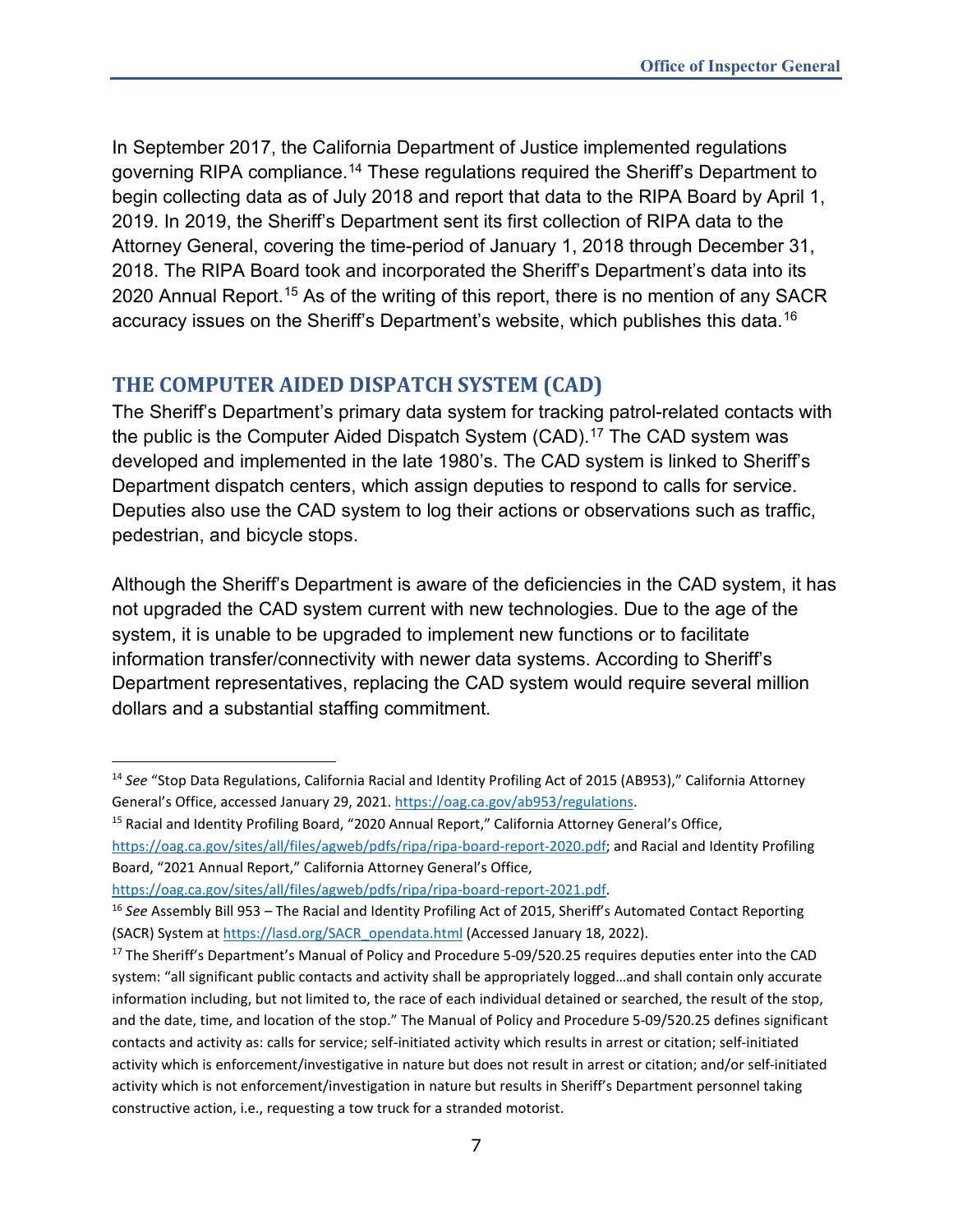In September 2017, the California Department of Justice implemented regulations governing RIPA compliance.[14] These regulations required the Sheriff's Department to begin collecting data as of July 2018 and report that data to the RIPA Board by April 1, 2019. In 2019, the Sheriff's Department sent its first collection of RIPA data to the Attorney General, covering the time-period of January 1, 2018 through December 31, 2018. The RIPA Board took and incorporated the Sheriff's Department's data into its 2020 Annual Report.[15] As of the writing of this report, there is no mention of any SACR accuracy issues on the Sheriff's Department's website, which publishes this data.[16]

## THE COMPUTER AIDED DISPATCH SYSTEM (CAD)

The Sheriff's Department's primary data system for tracking patrol-related contacts with the public is the Computer Aided Dispatch System (CAD).[17] The CAD system was developed and implemented in the late 1980's. The CAD system is linked to Sheriff's Department dispatch centers, which assign deputies to respond to calls for service. Deputies also use the CAD system to log their actions or observations such as traffic, pedestrian, and bicycle stops.

Although the Sheriff's Department is aware of the deficiencies in the CAD system, it has not upgraded the CAD system current with new technologies. Due to the age of the system, it is unable to be upgraded to implement new functions or to facilitate information transfer/connectivity with newer data systems. According to Sheriff's Department representatives, replacing the CAD system would require several million dollars and a substantial staffing commitment.

---

[14] *See* "Stop Data Regulations, California Racial and Identity Profiling Act of 2015 (AB953)," California Attorney General's Office, accessed January 29, 2021. https://oag.ca.gov/ab953/regulations.

[15] Racial and Identity Profiling Board, "2020 Annual Report," California Attorney General's Office, https://oag.ca.gov/sites/all/files/agweb/pdfs/ripa/ripa-board-report-2020.pdf; and Racial and Identity Profiling Board, "2021 Annual Report," California Attorney General's Office, https://oag.ca.gov/sites/all/files/agweb/pdfs/ripa/ripa-board-report-2021.pdf.

[16] *See* Assembly Bill 953 – The Racial and Identity Profiling Act of 2015, Sheriff's Automated Contact Reporting (SACR) System at https://lasd.org/SACR_opendata.html (Accessed January 18, 2022).

[17] The Sheriff's Department's Manual of Policy and Procedure 5-09/520.25 requires deputies enter into the CAD system: "all significant public contacts and activity shall be appropriately logged…and shall contain only accurate information including, but not limited to, the race of each individual detained or searched, the result of the stop, and the date, time, and location of the stop." The Manual of Policy and Procedure 5-09/520.25 defines significant contacts and activity as: calls for service; self-initiated activity which results in arrest or citation; self-initiated activity which is enforcement/investigative in nature but does not result in arrest or citation; and/or self-initiated activity which is not enforcement/investigation in nature but results in Sheriff's Department personnel taking constructive action, i.e., requesting a tow truck for a stranded motorist.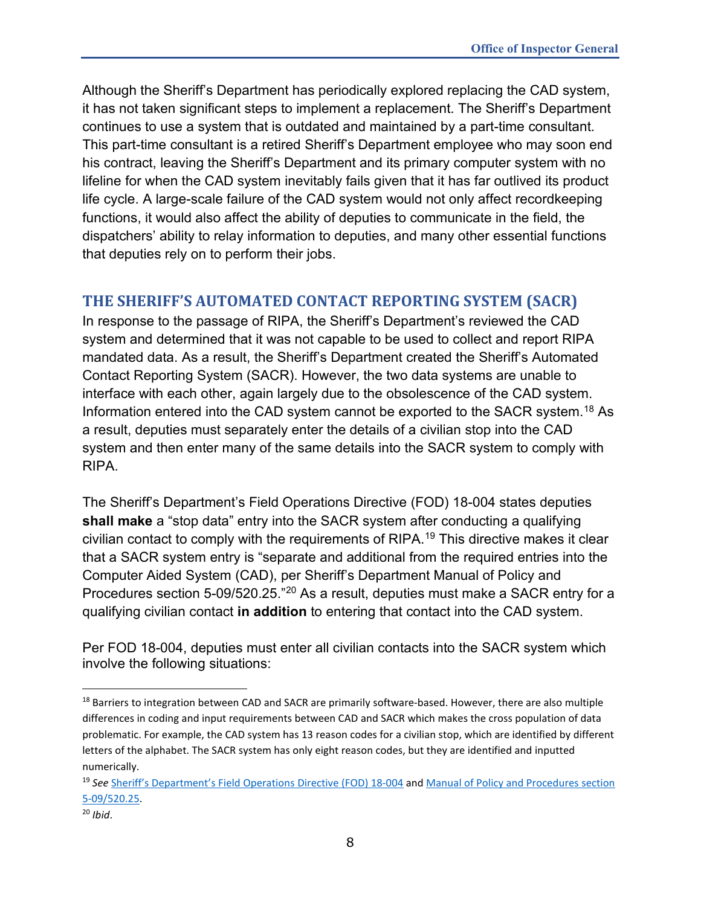Although the Sheriff's Department has periodically explored replacing the CAD system, it has not taken significant steps to implement a replacement. The Sheriff's Department continues to use a system that is outdated and maintained by a part-time consultant. This part-time consultant is a retired Sheriff's Department employee who may soon end his contract, leaving the Sheriff's Department and its primary computer system with no lifeline for when the CAD system inevitably fails given that it has far outlived its product life cycle. A large-scale failure of the CAD system would not only affect recordkeeping functions, it would also affect the ability of deputies to communicate in the field, the dispatchers' ability to relay information to deputies, and many other essential functions that deputies rely on to perform their jobs.

## THE SHERIFF'S AUTOMATED CONTACT REPORTING SYSTEM (SACR)

In response to the passage of RIPA, the Sheriff's Department's reviewed the CAD system and determined that it was not capable to be used to collect and report RIPA mandated data. As a result, the Sheriff's Department created the Sheriff's Automated Contact Reporting System (SACR). However, the two data systems are unable to interface with each other, again largely due to the obsolescence of the CAD system. Information entered into the CAD system cannot be exported to the SACR system.[18] As a result, deputies must separately enter the details of a civilian stop into the CAD system and then enter many of the same details into the SACR system to comply with RIPA.

The Sheriff's Department's Field Operations Directive (FOD) 18-004 states deputies **shall make** a "stop data" entry into the SACR system after conducting a qualifying civilian contact to comply with the requirements of RIPA.[19] This directive makes it clear that a SACR system entry is "separate and additional from the required entries into the Computer Aided System (CAD), per Sheriff's Department Manual of Policy and Procedures section 5-09/520.25."[20] As a result, deputies must make a SACR entry for a qualifying civilian contact **in addition** to entering that contact into the CAD system.

Per FOD 18-004, deputies must enter all civilian contacts into the SACR system which involve the following situations:

---

[18] Barriers to integration between CAD and SACR are primarily software-based. However, there are also multiple differences in coding and input requirements between CAD and SACR which makes the cross population of data problematic. For example, the CAD system has 13 reason codes for a civilian stop, which are identified by different letters of the alphabet. The SACR system has only eight reason codes, but they are identified and inputted numerically.

[19] *See* Sheriff's Department's Field Operations Directive (FOD) 18-004 and Manual of Policy and Procedures section 5-09/520.25.

[20] *Ibid*.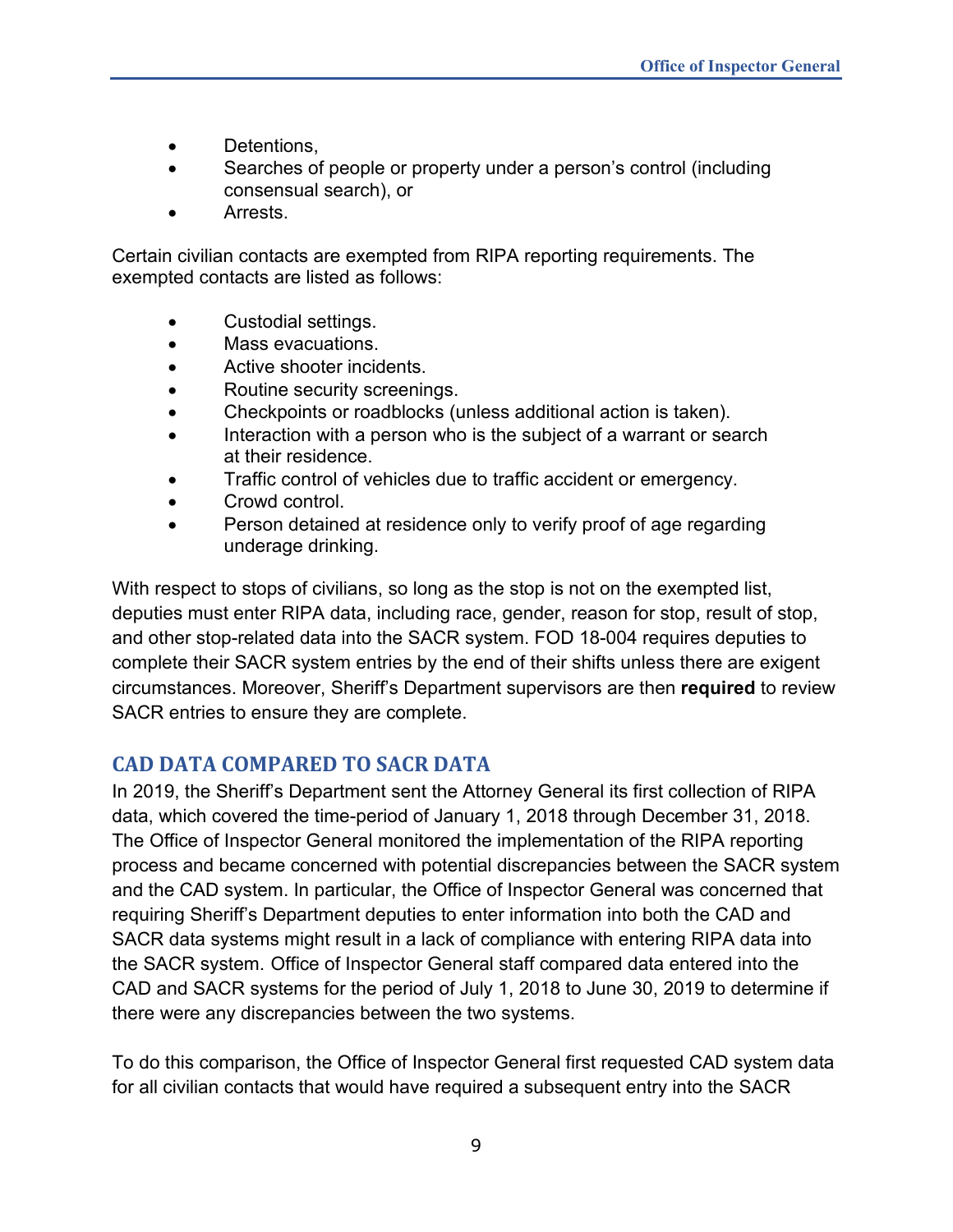- Detentions,
- Searches of people or property under a person's control (including consensual search), or
- Arrests.

Certain civilian contacts are exempted from RIPA reporting requirements. The exempted contacts are listed as follows:

- Custodial settings.
- Mass evacuations.
- Active shooter incidents.
- Routine security screenings.
- Checkpoints or roadblocks (unless additional action is taken).
- Interaction with a person who is the subject of a warrant or search at their residence.
- Traffic control of vehicles due to traffic accident or emergency.
- Crowd control.
- Person detained at residence only to verify proof of age regarding underage drinking.

With respect to stops of civilians, so long as the stop is not on the exempted list, deputies must enter RIPA data, including race, gender, reason for stop, result of stop, and other stop-related data into the SACR system. FOD 18-004 requires deputies to complete their SACR system entries by the end of their shifts unless there are exigent circumstances. Moreover, Sheriff's Department supervisors are then **required** to review SACR entries to ensure they are complete.

## CAD DATA COMPARED TO SACR DATA

In 2019, the Sheriff's Department sent the Attorney General its first collection of RIPA data, which covered the time-period of January 1, 2018 through December 31, 2018. The Office of Inspector General monitored the implementation of the RIPA reporting process and became concerned with potential discrepancies between the SACR system and the CAD system. In particular, the Office of Inspector General was concerned that requiring Sheriff's Department deputies to enter information into both the CAD and SACR data systems might result in a lack of compliance with entering RIPA data into the SACR system. Office of Inspector General staff compared data entered into the CAD and SACR systems for the period of July 1, 2018 to June 30, 2019 to determine if there were any discrepancies between the two systems.

To do this comparison, the Office of Inspector General first requested CAD system data for all civilian contacts that would have required a subsequent entry into the SACR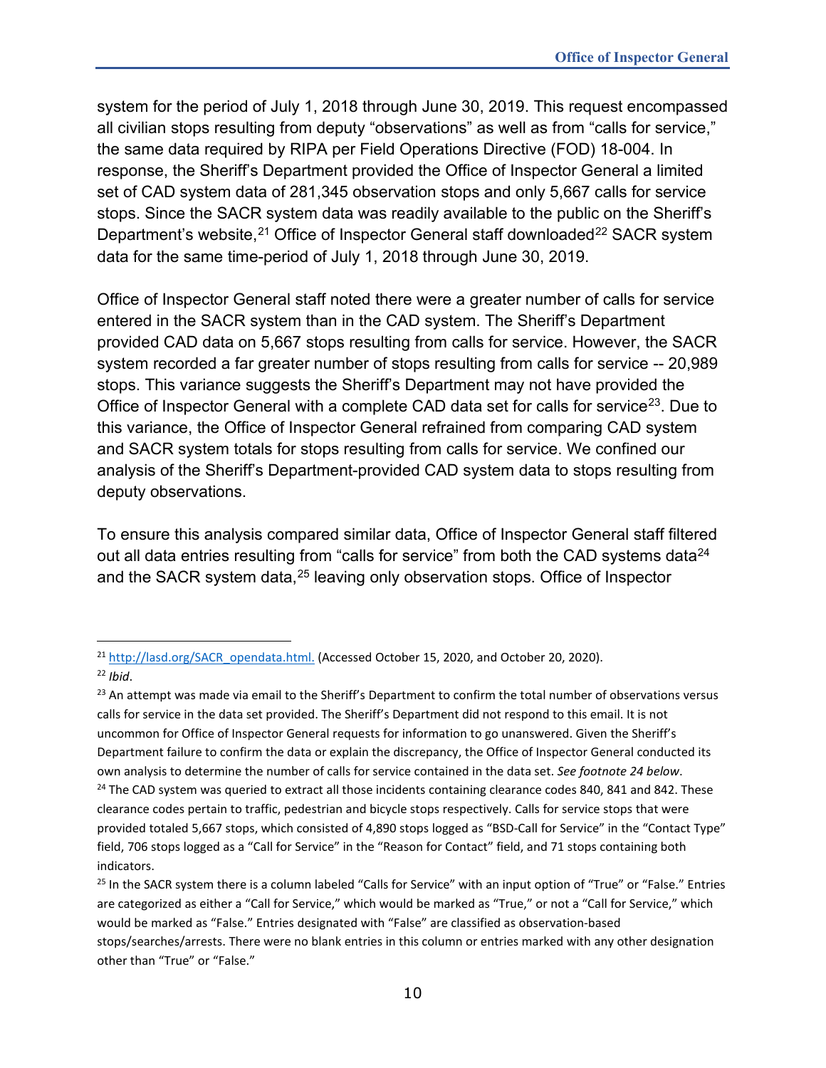system for the period of July 1, 2018 through June 30, 2019. This request encompassed all civilian stops resulting from deputy "observations" as well as from "calls for service," the same data required by RIPA per Field Operations Directive (FOD) 18-004. In response, the Sheriff's Department provided the Office of Inspector General a limited set of CAD system data of 281,345 observation stops and only 5,667 calls for service stops. Since the SACR system data was readily available to the public on the Sheriff's Department's website,[21] Office of Inspector General staff downloaded[22] SACR system data for the same time-period of July 1, 2018 through June 30, 2019.

Office of Inspector General staff noted there were a greater number of calls for service entered in the SACR system than in the CAD system. The Sheriff's Department provided CAD data on 5,667 stops resulting from calls for service. However, the SACR system recorded a far greater number of stops resulting from calls for service -- 20,989 stops. This variance suggests the Sheriff's Department may not have provided the Office of Inspector General with a complete CAD data set for calls for service[23]. Due to this variance, the Office of Inspector General refrained from comparing CAD system and SACR system totals for stops resulting from calls for service. We confined our analysis of the Sheriff's Department-provided CAD system data to stops resulting from deputy observations.

To ensure this analysis compared similar data, Office of Inspector General staff filtered out all data entries resulting from "calls for service" from both the CAD systems data[24] and the SACR system data,[25] leaving only observation stops. Office of Inspector

---

[21] http://lasd.org/SACR_opendata.html. (Accessed October 15, 2020, and October 20, 2020).

[22] *Ibid*.

[23] An attempt was made via email to the Sheriff's Department to confirm the total number of observations versus calls for service in the data set provided. The Sheriff's Department did not respond to this email. It is not uncommon for Office of Inspector General requests for information to go unanswered. Given the Sheriff's Department failure to confirm the data or explain the discrepancy, the Office of Inspector General conducted its own analysis to determine the number of calls for service contained in the data set. *See footnote 24 below*.

[24] The CAD system was queried to extract all those incidents containing clearance codes 840, 841 and 842. These clearance codes pertain to traffic, pedestrian and bicycle stops respectively. Calls for service stops that were provided totaled 5,667 stops, which consisted of 4,890 stops logged as "BSD-Call for Service" in the "Contact Type" field, 706 stops logged as a "Call for Service" in the "Reason for Contact" field, and 71 stops containing both indicators.

[25] In the SACR system there is a column labeled "Calls for Service" with an input option of "True" or "False." Entries are categorized as either a "Call for Service," which would be marked as "True," or not a "Call for Service," which would be marked as "False." Entries designated with "False" are classified as observation-based stops/searches/arrests. There were no blank entries in this column or entries marked with any other designation other than "True" or "False."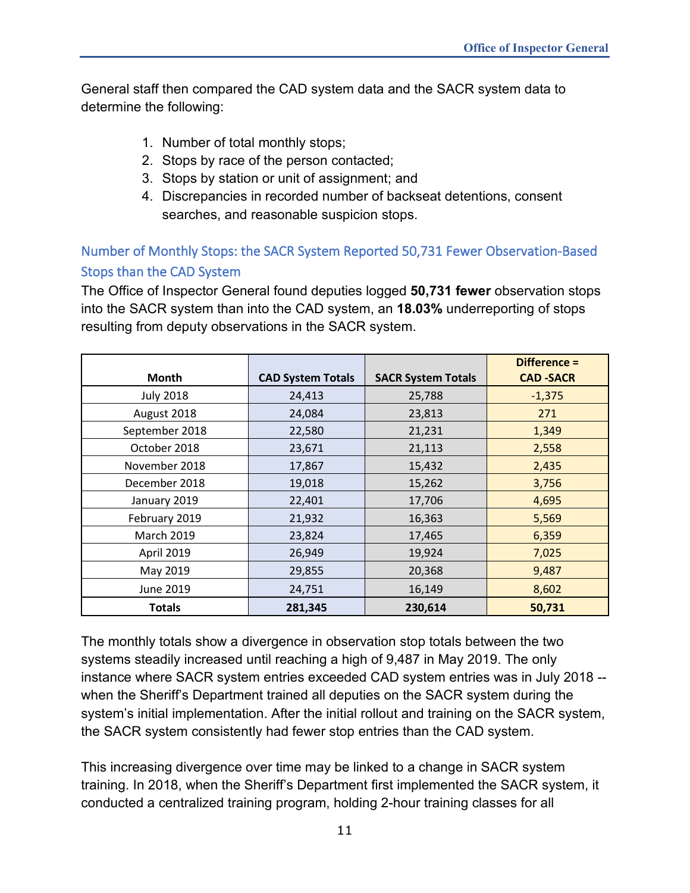General staff then compared the CAD system data and the SACR system data to determine the following:

1. Number of total monthly stops;
2. Stops by race of the person contacted;
3. Stops by station or unit of assignment; and
4. Discrepancies in recorded number of backseat detentions, consent searches, and reasonable suspicion stops.

### Number of Monthly Stops: the SACR System Reported 50,731 Fewer Observation-Based Stops than the CAD System

The Office of Inspector General found deputies logged **50,731 fewer** observation stops into the SACR system than into the CAD system, an **18.03%** underreporting of stops resulting from deputy observations in the SACR system.

| Month | CAD System Totals | SACR System Totals | Difference = CAD -SACR |
|---|---|---|---|
| July 2018 | 24,413 | 25,788 | -1,375 |
| August 2018 | 24,084 | 23,813 | 271 |
| September 2018 | 22,580 | 21,231 | 1,349 |
| October 2018 | 23,671 | 21,113 | 2,558 |
| November 2018 | 17,867 | 15,432 | 2,435 |
| December 2018 | 19,018 | 15,262 | 3,756 |
| January 2019 | 22,401 | 17,706 | 4,695 |
| February 2019 | 21,932 | 16,363 | 5,569 |
| March 2019 | 23,824 | 17,465 | 6,359 |
| April 2019 | 26,949 | 19,924 | 7,025 |
| May 2019 | 29,855 | 20,368 | 9,487 |
| June 2019 | 24,751 | 16,149 | 8,602 |
| **Totals** | **281,345** | **230,614** | **50,731** |

The monthly totals show a divergence in observation stop totals between the two systems steadily increased until reaching a high of 9,487 in May 2019. The only instance where SACR system entries exceeded CAD system entries was in July 2018 -- when the Sheriff's Department trained all deputies on the SACR system during the system's initial implementation. After the initial rollout and training on the SACR system, the SACR system consistently had fewer stop entries than the CAD system.

This increasing divergence over time may be linked to a change in SACR system training. In 2018, when the Sheriff's Department first implemented the SACR system, it conducted a centralized training program, holding 2-hour training classes for all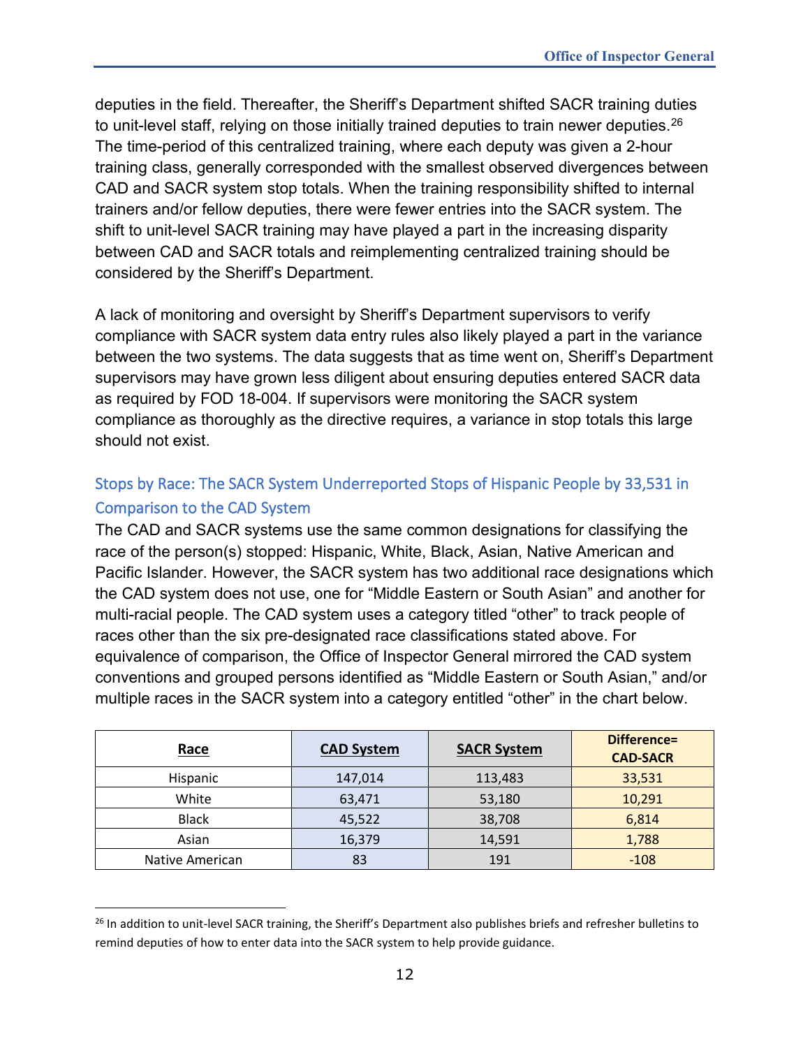deputies in the field. Thereafter, the Sheriff's Department shifted SACR training duties to unit-level staff, relying on those initially trained deputies to train newer deputies.[26] The time-period of this centralized training, where each deputy was given a 2-hour training class, generally corresponded with the smallest observed divergences between CAD and SACR system stop totals. When the training responsibility shifted to internal trainers and/or fellow deputies, there were fewer entries into the SACR system. The shift to unit-level SACR training may have played a part in the increasing disparity between CAD and SACR totals and reimplementing centralized training should be considered by the Sheriff's Department.

A lack of monitoring and oversight by Sheriff's Department supervisors to verify compliance with SACR system data entry rules also likely played a part in the variance between the two systems. The data suggests that as time went on, Sheriff's Department supervisors may have grown less diligent about ensuring deputies entered SACR data as required by FOD 18-004. If supervisors were monitoring the SACR system compliance as thoroughly as the directive requires, a variance in stop totals this large should not exist.

### Stops by Race: The SACR System Underreported Stops of Hispanic People by 33,531 in Comparison to the CAD System

The CAD and SACR systems use the same common designations for classifying the race of the person(s) stopped: Hispanic, White, Black, Asian, Native American and Pacific Islander. However, the SACR system has two additional race designations which the CAD system does not use, one for "Middle Eastern or South Asian" and another for multi-racial people. The CAD system uses a category titled "other" to track people of races other than the six pre-designated race classifications stated above. For equivalence of comparison, the Office of Inspector General mirrored the CAD system conventions and grouped persons identified as "Middle Eastern or South Asian," and/or multiple races in the SACR system into a category entitled "other" in the chart below.

| Race | CAD System | SACR System | Difference= CAD-SACR |
|---|---|---|---|
| Hispanic | 147,014 | 113,483 | 33,531 |
| White | 63,471 | 53,180 | 10,291 |
| Black | 45,522 | 38,708 | 6,814 |
| Asian | 16,379 | 14,591 | 1,788 |
| Native American | 83 | 191 | -108 |

[26] In addition to unit-level SACR training, the Sheriff's Department also publishes briefs and refresher bulletins to remind deputies of how to enter data into the SACR system to help provide guidance.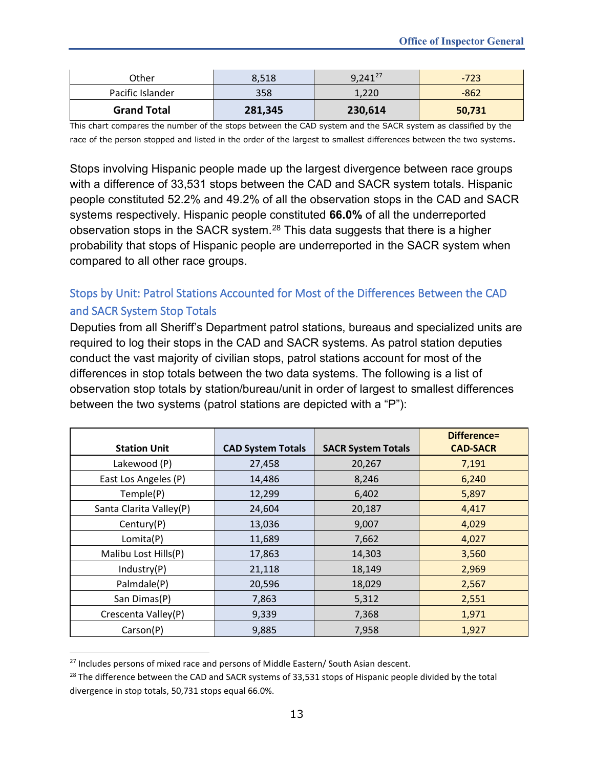| Other | 8,518 | 9,241[27] | -723 |
|---|---|---|---|
| Pacific Islander | 358 | 1,220 | -862 |
| **Grand Total** | **281,345** | **230,614** | **50,731** |

This chart compares the number of the stops between the CAD system and the SACR system as classified by the race of the person stopped and listed in the order of the largest to smallest differences between the two systems.

Stops involving Hispanic people made up the largest divergence between race groups with a difference of 33,531 stops between the CAD and SACR system totals. Hispanic people constituted 52.2% and 49.2% of all the observation stops in the CAD and SACR systems respectively. Hispanic people constituted **66.0%** of all the underreported observation stops in the SACR system.[28] This data suggests that there is a higher probability that stops of Hispanic people are underreported in the SACR system when compared to all other race groups.

## Stops by Unit: Patrol Stations Accounted for Most of the Differences Between the CAD and SACR System Stop Totals

Deputies from all Sheriff's Department patrol stations, bureaus and specialized units are required to log their stops in the CAD and SACR systems. As patrol station deputies conduct the vast majority of civilian stops, patrol stations account for most of the differences in stop totals between the two data systems. The following is a list of observation stop totals by station/bureau/unit in order of largest to smallest differences between the two systems (patrol stations are depicted with a "P"):

| Station Unit | CAD System Totals | SACR System Totals | Difference= CAD-SACR |
|---|---|---|---|
| Lakewood (P) | 27,458 | 20,267 | 7,191 |
| East Los Angeles (P) | 14,486 | 8,246 | 6,240 |
| Temple(P) | 12,299 | 6,402 | 5,897 |
| Santa Clarita Valley(P) | 24,604 | 20,187 | 4,417 |
| Century(P) | 13,036 | 9,007 | 4,029 |
| Lomita(P) | 11,689 | 7,662 | 4,027 |
| Malibu Lost Hills(P) | 17,863 | 14,303 | 3,560 |
| Industry(P) | 21,118 | 18,149 | 2,969 |
| Palmdale(P) | 20,596 | 18,029 | 2,567 |
| San Dimas(P) | 7,863 | 5,312 | 2,551 |
| Crescenta Valley(P) | 9,339 | 7,368 | 1,971 |
| Carson(P) | 9,885 | 7,958 | 1,927 |

[27] Includes persons of mixed race and persons of Middle Eastern/ South Asian descent.

[28] The difference between the CAD and SACR systems of 33,531 stops of Hispanic people divided by the total divergence in stop totals, 50,731 stops equal 66.0%.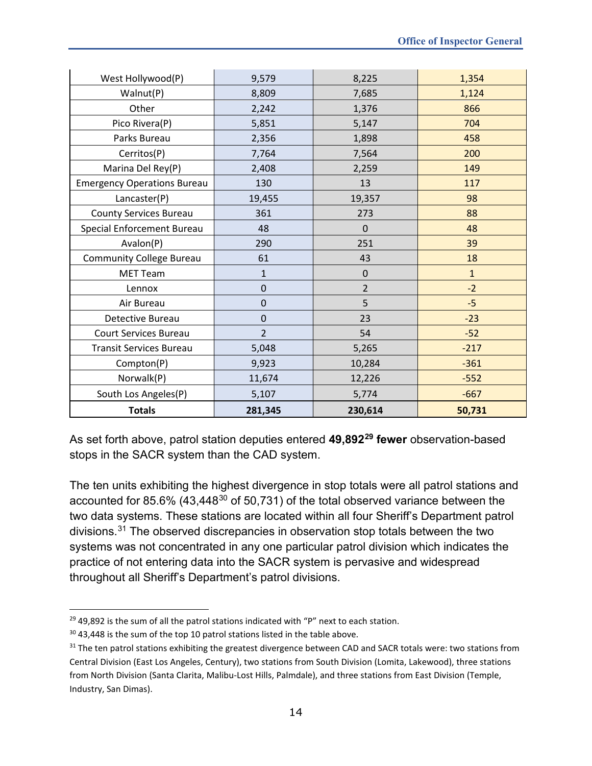| | | | |
|---|---|---|---|
| West Hollywood(P) | 9,579 | 8,225 | 1,354 |
| Walnut(P) | 8,809 | 7,685 | 1,124 |
| Other | 2,242 | 1,376 | 866 |
| Pico Rivera(P) | 5,851 | 5,147 | 704 |
| Parks Bureau | 2,356 | 1,898 | 458 |
| Cerritos(P) | 7,764 | 7,564 | 200 |
| Marina Del Rey(P) | 2,408 | 2,259 | 149 |
| Emergency Operations Bureau | 130 | 13 | 117 |
| Lancaster(P) | 19,455 | 19,357 | 98 |
| County Services Bureau | 361 | 273 | 88 |
| Special Enforcement Bureau | 48 | 0 | 48 |
| Avalon(P) | 290 | 251 | 39 |
| Community College Bureau | 61 | 43 | 18 |
| MET Team | 1 | 0 | 1 |
| Lennox | 0 | 2 | -2 |
| Air Bureau | 0 | 5 | -5 |
| Detective Bureau | 0 | 23 | -23 |
| Court Services Bureau | 2 | 54 | -52 |
| Transit Services Bureau | 5,048 | 5,265 | -217 |
| Compton(P) | 9,923 | 10,284 | -361 |
| Norwalk(P) | 11,674 | 12,226 | -552 |
| South Los Angeles(P) | 5,107 | 5,774 | -667 |
| **Totals** | **281,345** | **230,614** | **50,731** |

As set forth above, patrol station deputies entered **49,892**[29] **fewer** observation-based stops in the SACR system than the CAD system.

The ten units exhibiting the highest divergence in stop totals were all patrol stations and accounted for 85.6% (43,448[30] of 50,731) of the total observed variance between the two data systems. These stations are located within all four Sheriff's Department patrol divisions.[31] The observed discrepancies in observation stop totals between the two systems was not concentrated in any one particular patrol division which indicates the practice of not entering data into the SACR system is pervasive and widespread throughout all Sheriff's Department's patrol divisions.

[29] 49,892 is the sum of all the patrol stations indicated with "P" next to each station.

[30] 43,448 is the sum of the top 10 patrol stations listed in the table above.

[31] The ten patrol stations exhibiting the greatest divergence between CAD and SACR totals were: two stations from Central Division (East Los Angeles, Century), two stations from South Division (Lomita, Lakewood), three stations from North Division (Santa Clarita, Malibu-Lost Hills, Palmdale), and three stations from East Division (Temple, Industry, San Dimas).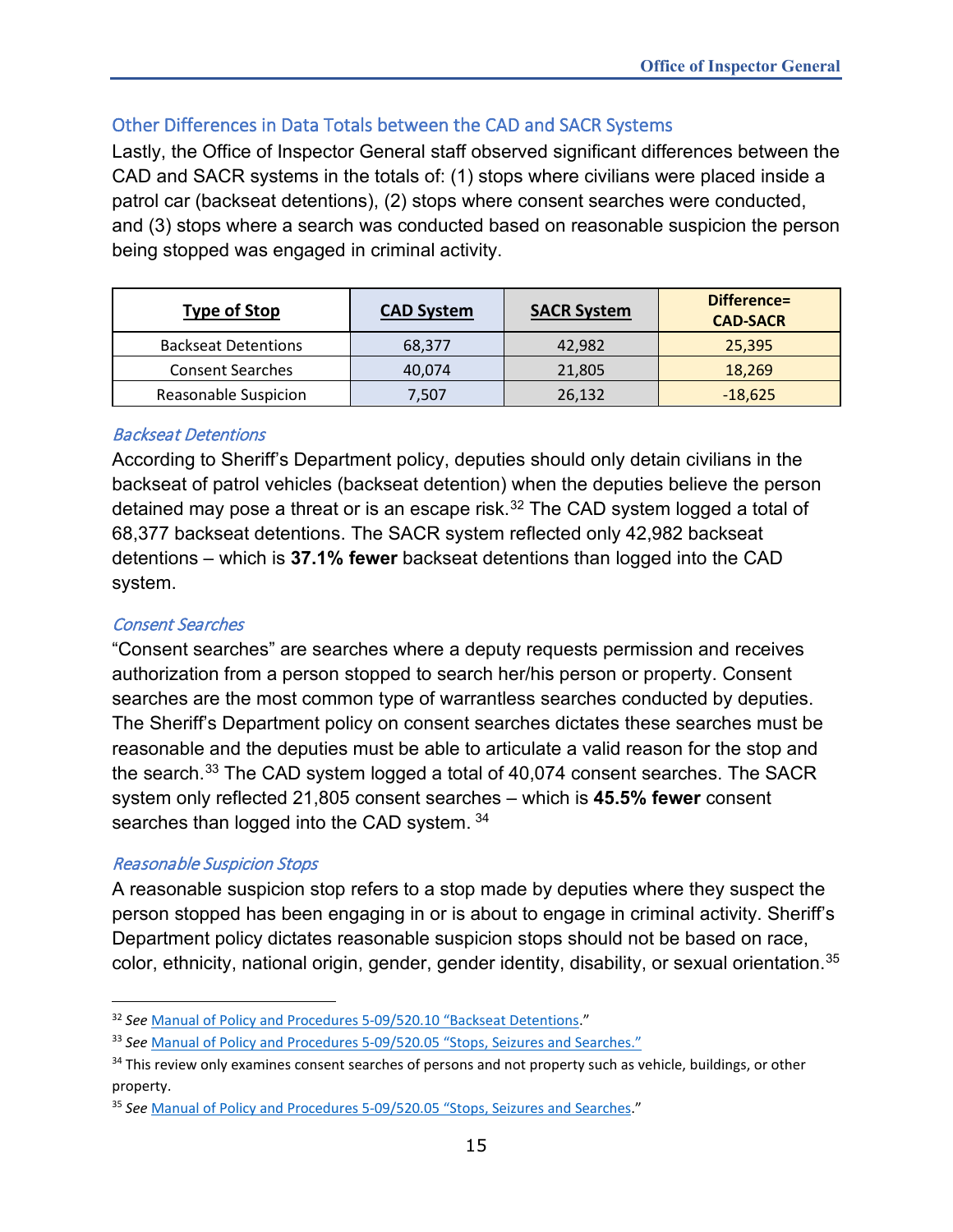## Other Differences in Data Totals between the CAD and SACR Systems

Lastly, the Office of Inspector General staff observed significant differences between the CAD and SACR systems in the totals of: (1) stops where civilians were placed inside a patrol car (backseat detentions), (2) stops where consent searches were conducted, and (3) stops where a search was conducted based on reasonable suspicion the person being stopped was engaged in criminal activity.

| Type of Stop | CAD System | SACR System | Difference= CAD-SACR |
|---|---|---|---|
| Backseat Detentions | 68,377 | 42,982 | 25,395 |
| Consent Searches | 40,074 | 21,805 | 18,269 |
| Reasonable Suspicion | 7,507 | 26,132 | -18,625 |

### *Backseat Detentions*

According to Sheriff's Department policy, deputies should only detain civilians in the backseat of patrol vehicles (backseat detention) when the deputies believe the person detained may pose a threat or is an escape risk.[32] The CAD system logged a total of 68,377 backseat detentions. The SACR system reflected only 42,982 backseat detentions – which is **37.1% fewer** backseat detentions than logged into the CAD system.

### *Consent Searches*

"Consent searches" are searches where a deputy requests permission and receives authorization from a person stopped to search her/his person or property. Consent searches are the most common type of warrantless searches conducted by deputies. The Sheriff's Department policy on consent searches dictates these searches must be reasonable and the deputies must be able to articulate a valid reason for the stop and the search.[33] The CAD system logged a total of 40,074 consent searches. The SACR system only reflected 21,805 consent searches – which is **45.5% fewer** consent searches than logged into the CAD system.[34]

### *Reasonable Suspicion Stops*

A reasonable suspicion stop refers to a stop made by deputies where they suspect the person stopped has been engaging in or is about to engage in criminal activity. Sheriff's Department policy dictates reasonable suspicion stops should not be based on race, color, ethnicity, national origin, gender, gender identity, disability, or sexual orientation.[35]

---

[32] *See* Manual of Policy and Procedures 5-09/520.10 "Backseat Detentions."

[33] *See* Manual of Policy and Procedures 5-09/520.05 "Stops, Seizures and Searches."

[34] This review only examines consent searches of persons and not property such as vehicle, buildings, or other property.

[35] *See* Manual of Policy and Procedures 5-09/520.05 "Stops, Seizures and Searches."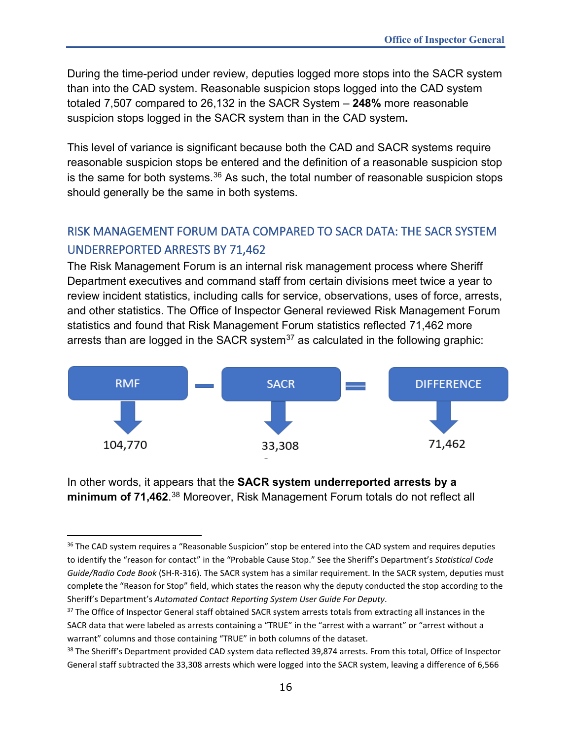During the time-period under review, deputies logged more stops into the SACR system than into the CAD system. Reasonable suspicion stops logged into the CAD system totaled 7,507 compared to 26,132 in the SACR System – **248%** more reasonable suspicion stops logged in the SACR system than in the CAD system**.**

This level of variance is significant because both the CAD and SACR systems require reasonable suspicion stops be entered and the definition of a reasonable suspicion stop is the same for both systems.[36] As such, the total number of reasonable suspicion stops should generally be the same in both systems.

## RISK MANAGEMENT FORUM DATA COMPARED TO SACR DATA: THE SACR SYSTEM UNDERREPORTED ARRESTS BY 71,462

The Risk Management Forum is an internal risk management process where Sheriff Department executives and command staff from certain divisions meet twice a year to review incident statistics, including calls for service, observations, uses of force, arrests, and other statistics. The Office of Inspector General reviewed Risk Management Forum statistics and found that Risk Management Forum statistics reflected 71,462 more arrests than are logged in the SACR system[37] as calculated in the following graphic:

| RMF | − | SACR | = | DIFFERENCE |
|---|---|---|---|---|
| 104,770 | | 33,308 | | 71,462 |

In other words, it appears that the **SACR system underreported arrests by a minimum of 71,462**.[38] Moreover, Risk Management Forum totals do not reflect all

---

[36] The CAD system requires a "Reasonable Suspicion" stop be entered into the CAD system and requires deputies to identify the "reason for contact" in the "Probable Cause Stop." See the Sheriff's Department's *Statistical Code Guide/Radio Code Book* (SH-R-316). The SACR system has a similar requirement. In the SACR system, deputies must complete the "Reason for Stop" field, which states the reason why the deputy conducted the stop according to the Sheriff's Department's *Automated Contact Reporting System User Guide For Deputy*.

[37] The Office of Inspector General staff obtained SACR system arrests totals from extracting all instances in the SACR data that were labeled as arrests containing a "TRUE" in the "arrest with a warrant" or "arrest without a warrant" columns and those containing "TRUE" in both columns of the dataset.

[38] The Sheriff's Department provided CAD system data reflected 39,874 arrests. From this total, Office of Inspector General staff subtracted the 33,308 arrests which were logged into the SACR system, leaving a difference of 6,566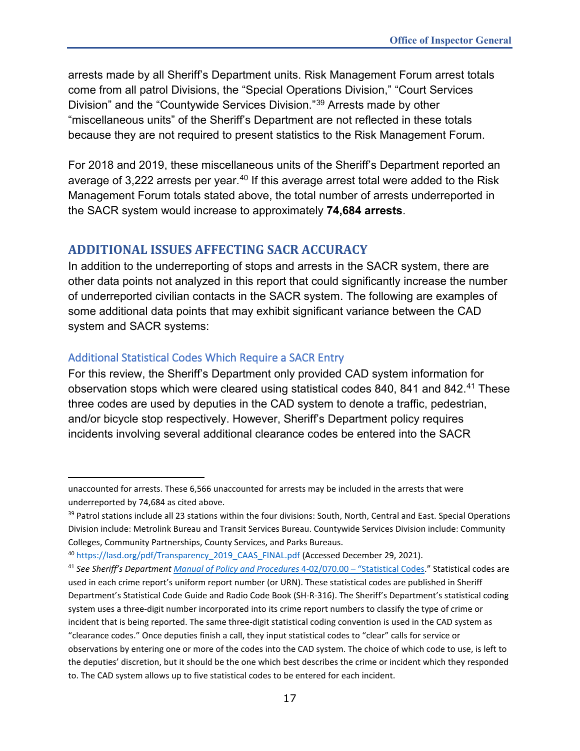arrests made by all Sheriff's Department units. Risk Management Forum arrest totals come from all patrol Divisions, the "Special Operations Division," "Court Services Division" and the "Countywide Services Division."[39] Arrests made by other "miscellaneous units" of the Sheriff's Department are not reflected in these totals because they are not required to present statistics to the Risk Management Forum.

For 2018 and 2019, these miscellaneous units of the Sheriff's Department reported an average of 3,222 arrests per year.[40] If this average arrest total were added to the Risk Management Forum totals stated above, the total number of arrests underreported in the SACR system would increase to approximately **74,684 arrests**.

## ADDITIONAL ISSUES AFFECTING SACR ACCURACY

In addition to the underreporting of stops and arrests in the SACR system, there are other data points not analyzed in this report that could significantly increase the number of underreported civilian contacts in the SACR system. The following are examples of some additional data points that may exhibit significant variance between the CAD system and SACR systems:

### Additional Statistical Codes Which Require a SACR Entry

For this review, the Sheriff's Department only provided CAD system information for observation stops which were cleared using statistical codes 840, 841 and 842.[41] These three codes are used by deputies in the CAD system to denote a traffic, pedestrian, and/or bicycle stop respectively. However, Sheriff's Department policy requires incidents involving several additional clearance codes be entered into the SACR

---

unaccounted for arrests. These 6,566 unaccounted for arrests may be included in the arrests that were underreported by 74,684 as cited above.

[39] Patrol stations include all 23 stations within the four divisions: South, North, Central and East. Special Operations Division include: Metrolink Bureau and Transit Services Bureau. Countywide Services Division include: Community Colleges, Community Partnerships, County Services, and Parks Bureaus.

[40] https://lasd.org/pdf/Transparency_2019_CAAS_FINAL.pdf (Accessed December 29, 2021).

[41] *See Sheriff's Department Manual of Policy and Procedures* 4-02/070.00 – "Statistical Codes." Statistical codes are used in each crime report's uniform report number (or URN). These statistical codes are published in Sheriff Department's Statistical Code Guide and Radio Code Book (SH-R-316). The Sheriff's Department's statistical coding system uses a three-digit number incorporated into its crime report numbers to classify the type of crime or incident that is being reported. The same three-digit statistical coding convention is used in the CAD system as "clearance codes." Once deputies finish a call, they input statistical codes to "clear" calls for service or observations by entering one or more of the codes into the CAD system. The choice of which code to use, is left to the deputies' discretion, but it should be the one which best describes the crime or incident which they responded to. The CAD system allows up to five statistical codes to be entered for each incident.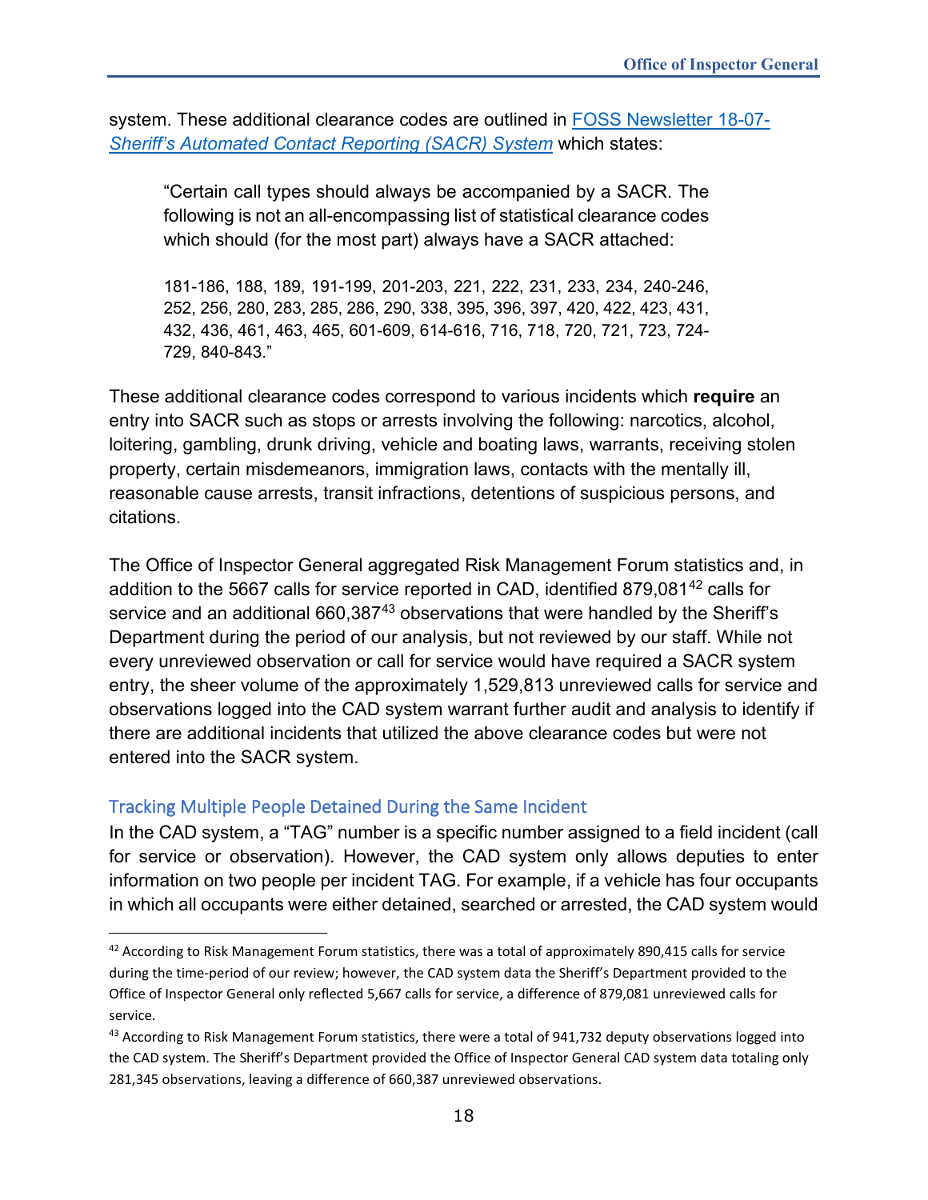system. These additional clearance codes are outlined in [FOSS Newsletter 18-07-*Sheriff's Automated Contact Reporting (SACR) System*] which states:

> "Certain call types should always be accompanied by a SACR. The following is not an all-encompassing list of statistical clearance codes which should (for the most part) always have a SACR attached:
>
> 181-186, 188, 189, 191-199, 201-203, 221, 222, 231, 233, 234, 240-246, 252, 256, 280, 283, 285, 286, 290, 338, 395, 396, 397, 420, 422, 423, 431, 432, 436, 461, 463, 465, 601-609, 614-616, 716, 718, 720, 721, 723, 724-729, 840-843."

These additional clearance codes correspond to various incidents which **require** an entry into SACR such as stops or arrests involving the following: narcotics, alcohol, loitering, gambling, drunk driving, vehicle and boating laws, warrants, receiving stolen property, certain misdemeanors, immigration laws, contacts with the mentally ill, reasonable cause arrests, transit infractions, detentions of suspicious persons, and citations.

The Office of Inspector General aggregated Risk Management Forum statistics and, in addition to the 5667 calls for service reported in CAD, identified 879,081[42] calls for service and an additional 660,387[43] observations that were handled by the Sheriff's Department during the period of our analysis, but not reviewed by our staff. While not every unreviewed observation or call for service would have required a SACR system entry, the sheer volume of the approximately 1,529,813 unreviewed calls for service and observations logged into the CAD system warrant further audit and analysis to identify if there are additional incidents that utilized the above clearance codes but were not entered into the SACR system.

### Tracking Multiple People Detained During the Same Incident

In the CAD system, a "TAG" number is a specific number assigned to a field incident (call for service or observation). However, the CAD system only allows deputies to enter information on two people per incident TAG. For example, if a vehicle has four occupants in which all occupants were either detained, searched or arrested, the CAD system would

---

[42] According to Risk Management Forum statistics, there was a total of approximately 890,415 calls for service during the time-period of our review; however, the CAD system data the Sheriff's Department provided to the Office of Inspector General only reflected 5,667 calls for service, a difference of 879,081 unreviewed calls for service.

[43] According to Risk Management Forum statistics, there were a total of 941,732 deputy observations logged into the CAD system. The Sheriff's Department provided the Office of Inspector General CAD system data totaling only 281,345 observations, leaving a difference of 660,387 unreviewed observations.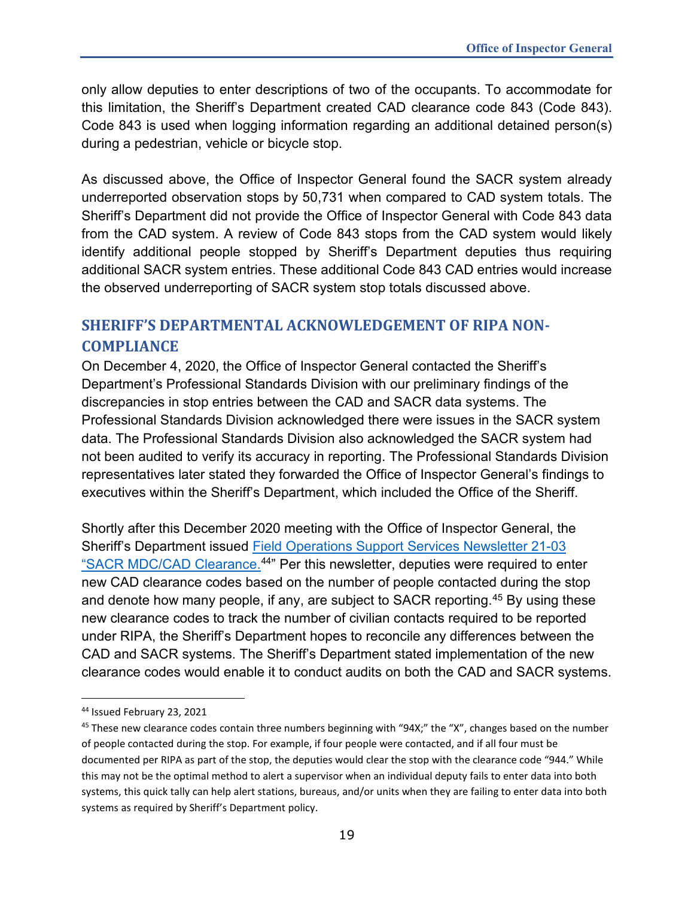only allow deputies to enter descriptions of two of the occupants. To accommodate for this limitation, the Sheriff's Department created CAD clearance code 843 (Code 843). Code 843 is used when logging information regarding an additional detained person(s) during a pedestrian, vehicle or bicycle stop.

As discussed above, the Office of Inspector General found the SACR system already underreported observation stops by 50,731 when compared to CAD system totals. The Sheriff's Department did not provide the Office of Inspector General with Code 843 data from the CAD system. A review of Code 843 stops from the CAD system would likely identify additional people stopped by Sheriff's Department deputies thus requiring additional SACR system entries. These additional Code 843 CAD entries would increase the observed underreporting of SACR system stop totals discussed above.

## SHERIFF'S DEPARTMENTAL ACKNOWLEDGEMENT OF RIPA NON-COMPLIANCE

On December 4, 2020, the Office of Inspector General contacted the Sheriff's Department's Professional Standards Division with our preliminary findings of the discrepancies in stop entries between the CAD and SACR data systems. The Professional Standards Division acknowledged there were issues in the SACR system data. The Professional Standards Division also acknowledged the SACR system had not been audited to verify its accuracy in reporting. The Professional Standards Division representatives later stated they forwarded the Office of Inspector General's findings to executives within the Sheriff's Department, which included the Office of the Sheriff.

Shortly after this December 2020 meeting with the Office of Inspector General, the Sheriff's Department issued Field Operations Support Services Newsletter 21-03 "SACR MDC/CAD Clearance.[44]" Per this newsletter, deputies were required to enter new CAD clearance codes based on the number of people contacted during the stop and denote how many people, if any, are subject to SACR reporting.[45] By using these new clearance codes to track the number of civilian contacts required to be reported under RIPA, the Sheriff's Department hopes to reconcile any differences between the CAD and SACR systems. The Sheriff's Department stated implementation of the new clearance codes would enable it to conduct audits on both the CAD and SACR systems.

---

[44] Issued February 23, 2021

[45] These new clearance codes contain three numbers beginning with "94X;" the "X", changes based on the number of people contacted during the stop. For example, if four people were contacted, and if all four must be documented per RIPA as part of the stop, the deputies would clear the stop with the clearance code "944." While this may not be the optimal method to alert a supervisor when an individual deputy fails to enter data into both systems, this quick tally can help alert stations, bureaus, and/or units when they are failing to enter data into both systems as required by Sheriff's Department policy.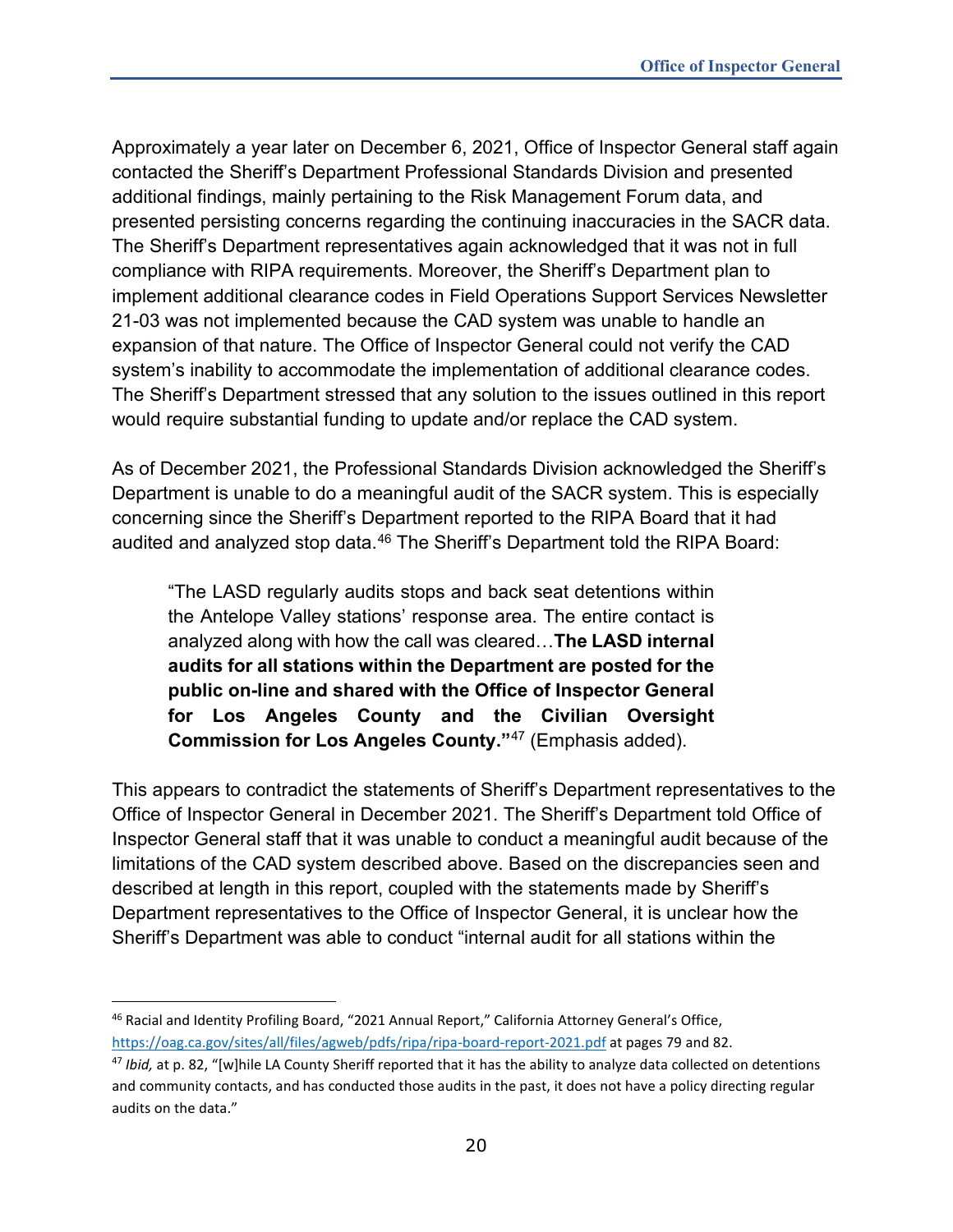Approximately a year later on December 6, 2021, Office of Inspector General staff again contacted the Sheriff's Department Professional Standards Division and presented additional findings, mainly pertaining to the Risk Management Forum data, and presented persisting concerns regarding the continuing inaccuracies in the SACR data. The Sheriff's Department representatives again acknowledged that it was not in full compliance with RIPA requirements. Moreover, the Sheriff's Department plan to implement additional clearance codes in Field Operations Support Services Newsletter 21-03 was not implemented because the CAD system was unable to handle an expansion of that nature. The Office of Inspector General could not verify the CAD system's inability to accommodate the implementation of additional clearance codes. The Sheriff's Department stressed that any solution to the issues outlined in this report would require substantial funding to update and/or replace the CAD system.

As of December 2021, the Professional Standards Division acknowledged the Sheriff's Department is unable to do a meaningful audit of the SACR system. This is especially concerning since the Sheriff's Department reported to the RIPA Board that it had audited and analyzed stop data.[46] The Sheriff's Department told the RIPA Board:

> "The LASD regularly audits stops and back seat detentions within the Antelope Valley stations' response area. The entire contact is analyzed along with how the call was cleared…**The LASD internal audits for all stations within the Department are posted for the public on-line and shared with the Office of Inspector General for Los Angeles County and the Civilian Oversight Commission for Los Angeles County."**[47] (Emphasis added).

This appears to contradict the statements of Sheriff's Department representatives to the Office of Inspector General in December 2021. The Sheriff's Department told Office of Inspector General staff that it was unable to conduct a meaningful audit because of the limitations of the CAD system described above. Based on the discrepancies seen and described at length in this report, coupled with the statements made by Sheriff's Department representatives to the Office of Inspector General, it is unclear how the Sheriff's Department was able to conduct "internal audit for all stations within the

---

[46] Racial and Identity Profiling Board, "2021 Annual Report," California Attorney General's Office, https://oag.ca.gov/sites/all/files/agweb/pdfs/ripa/ripa-board-report-2021.pdf at pages 79 and 82.

[47] *Ibid,* at p. 82, "[w]hile LA County Sheriff reported that it has the ability to analyze data collected on detentions and community contacts, and has conducted those audits in the past, it does not have a policy directing regular audits on the data."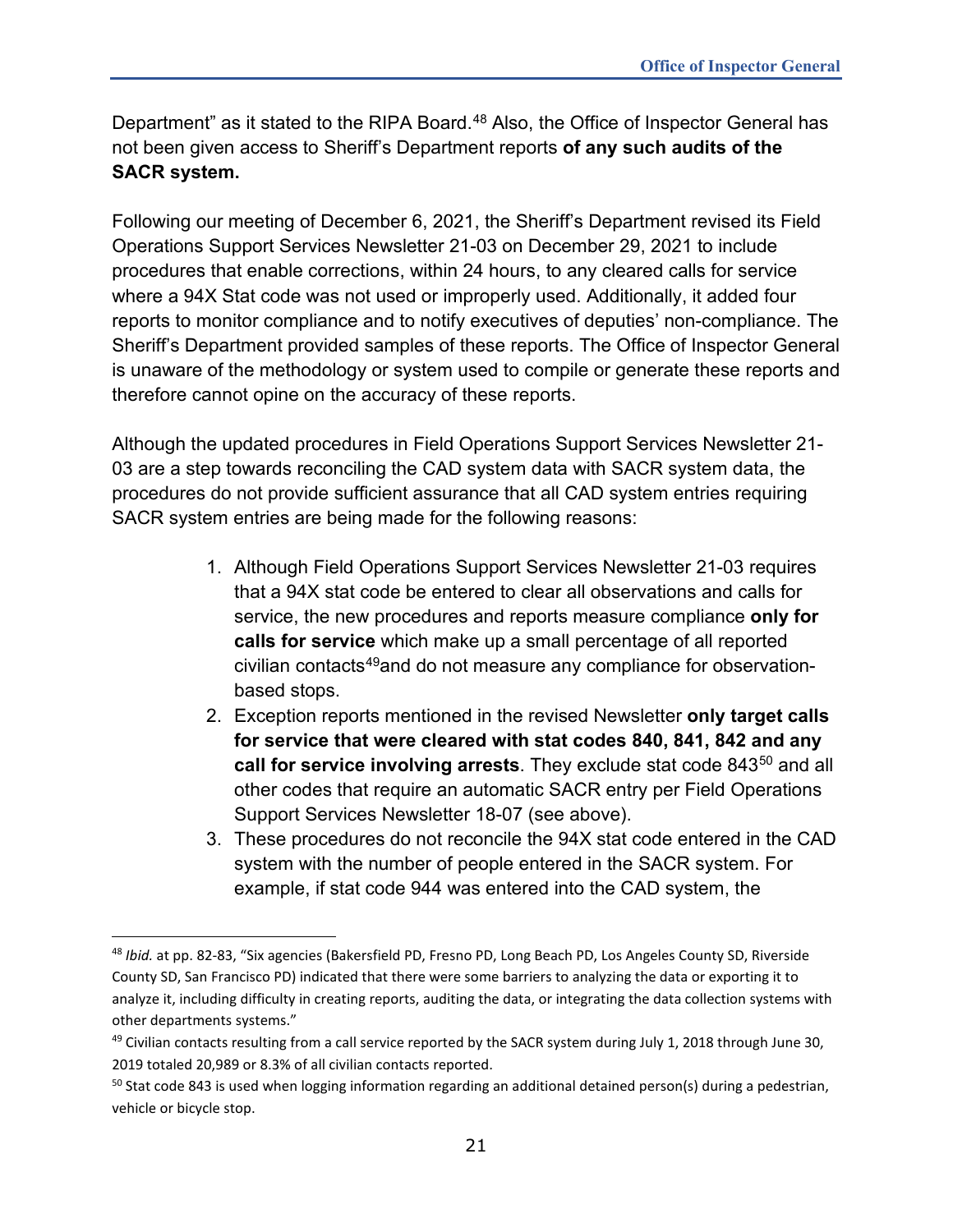Department" as it stated to the RIPA Board.[48] Also, the Office of Inspector General has not been given access to Sheriff's Department reports **of any such audits of the SACR system.**

Following our meeting of December 6, 2021, the Sheriff's Department revised its Field Operations Support Services Newsletter 21-03 on December 29, 2021 to include procedures that enable corrections, within 24 hours, to any cleared calls for service where a 94X Stat code was not used or improperly used. Additionally, it added four reports to monitor compliance and to notify executives of deputies' non-compliance. The Sheriff's Department provided samples of these reports. The Office of Inspector General is unaware of the methodology or system used to compile or generate these reports and therefore cannot opine on the accuracy of these reports.

Although the updated procedures in Field Operations Support Services Newsletter 21-03 are a step towards reconciling the CAD system data with SACR system data, the procedures do not provide sufficient assurance that all CAD system entries requiring SACR system entries are being made for the following reasons:

1. Although Field Operations Support Services Newsletter 21-03 requires that a 94X stat code be entered to clear all observations and calls for service, the new procedures and reports measure compliance **only for calls for service** which make up a small percentage of all reported civilian contacts[49] and do not measure any compliance for observation-based stops.
2. Exception reports mentioned in the revised Newsletter **only target calls for service that were cleared with stat codes 840, 841, 842 and any call for service involving arrests**. They exclude stat code 843[50] and all other codes that require an automatic SACR entry per Field Operations Support Services Newsletter 18-07 (see above).
3. These procedures do not reconcile the 94X stat code entered in the CAD system with the number of people entered in the SACR system. For example, if stat code 944 was entered into the CAD system, the

---

[48] *Ibid.* at pp. 82-83, "Six agencies (Bakersfield PD, Fresno PD, Long Beach PD, Los Angeles County SD, Riverside County SD, San Francisco PD) indicated that there were some barriers to analyzing the data or exporting it to analyze it, including difficulty in creating reports, auditing the data, or integrating the data collection systems with other departments systems."

[49] Civilian contacts resulting from a call service reported by the SACR system during July 1, 2018 through June 30, 2019 totaled 20,989 or 8.3% of all civilian contacts reported.

[50] Stat code 843 is used when logging information regarding an additional detained person(s) during a pedestrian, vehicle or bicycle stop.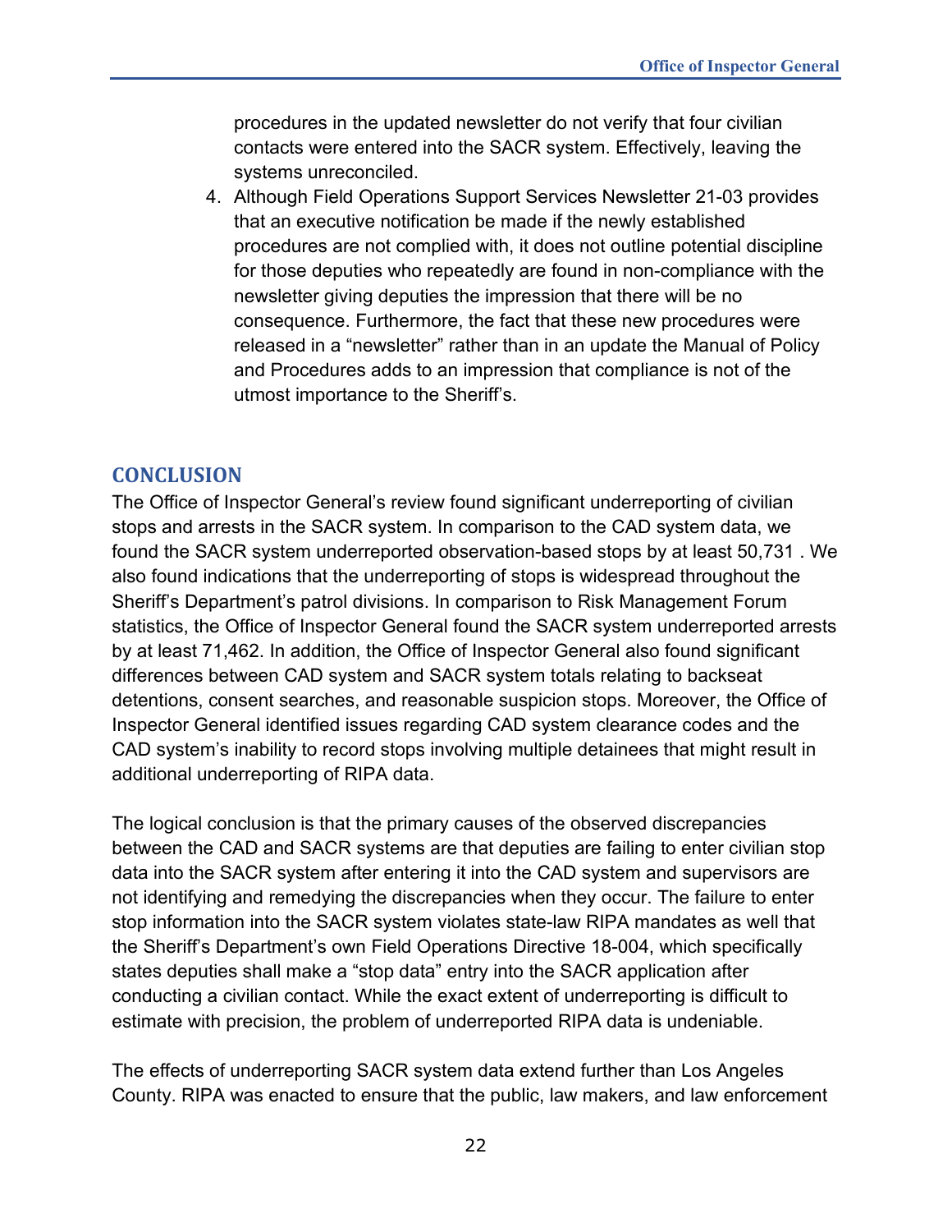procedures in the updated newsletter do not verify that four civilian contacts were entered into the SACR system. Effectively, leaving the systems unreconciled.

4. Although Field Operations Support Services Newsletter 21-03 provides that an executive notification be made if the newly established procedures are not complied with, it does not outline potential discipline for those deputies who repeatedly are found in non-compliance with the newsletter giving deputies the impression that there will be no consequence. Furthermore, the fact that these new procedures were released in a "newsletter" rather than in an update the Manual of Policy and Procedures adds to an impression that compliance is not of the utmost importance to the Sheriff's.

## CONCLUSION

The Office of Inspector General's review found significant underreporting of civilian stops and arrests in the SACR system. In comparison to the CAD system data, we found the SACR system underreported observation-based stops by at least 50,731 . We also found indications that the underreporting of stops is widespread throughout the Sheriff's Department's patrol divisions. In comparison to Risk Management Forum statistics, the Office of Inspector General found the SACR system underreported arrests by at least 71,462. In addition, the Office of Inspector General also found significant differences between CAD system and SACR system totals relating to backseat detentions, consent searches, and reasonable suspicion stops. Moreover, the Office of Inspector General identified issues regarding CAD system clearance codes and the CAD system's inability to record stops involving multiple detainees that might result in additional underreporting of RIPA data.

The logical conclusion is that the primary causes of the observed discrepancies between the CAD and SACR systems are that deputies are failing to enter civilian stop data into the SACR system after entering it into the CAD system and supervisors are not identifying and remedying the discrepancies when they occur. The failure to enter stop information into the SACR system violates state-law RIPA mandates as well that the Sheriff's Department's own Field Operations Directive 18-004, which specifically states deputies shall make a "stop data" entry into the SACR application after conducting a civilian contact. While the exact extent of underreporting is difficult to estimate with precision, the problem of underreported RIPA data is undeniable.

The effects of underreporting SACR system data extend further than Los Angeles County. RIPA was enacted to ensure that the public, law makers, and law enforcement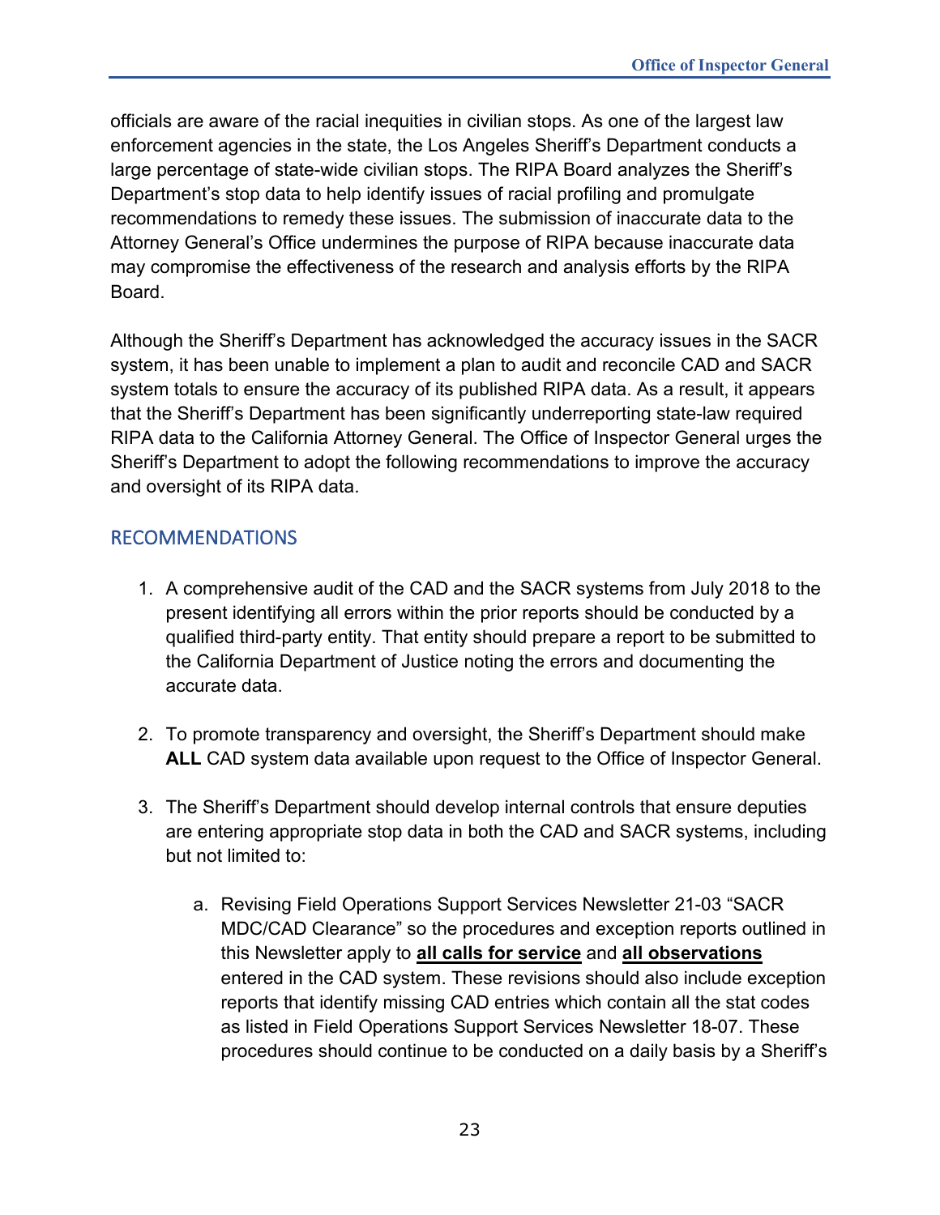officials are aware of the racial inequities in civilian stops. As one of the largest law enforcement agencies in the state, the Los Angeles Sheriff's Department conducts a large percentage of state-wide civilian stops. The RIPA Board analyzes the Sheriff's Department's stop data to help identify issues of racial profiling and promulgate recommendations to remedy these issues. The submission of inaccurate data to the Attorney General's Office undermines the purpose of RIPA because inaccurate data may compromise the effectiveness of the research and analysis efforts by the RIPA Board.

Although the Sheriff's Department has acknowledged the accuracy issues in the SACR system, it has been unable to implement a plan to audit and reconcile CAD and SACR system totals to ensure the accuracy of its published RIPA data. As a result, it appears that the Sheriff's Department has been significantly underreporting state-law required RIPA data to the California Attorney General. The Office of Inspector General urges the Sheriff's Department to adopt the following recommendations to improve the accuracy and oversight of its RIPA data.

## RECOMMENDATIONS

1. A comprehensive audit of the CAD and the SACR systems from July 2018 to the present identifying all errors within the prior reports should be conducted by a qualified third-party entity. That entity should prepare a report to be submitted to the California Department of Justice noting the errors and documenting the accurate data.

2. To promote transparency and oversight, the Sheriff's Department should make **ALL** CAD system data available upon request to the Office of Inspector General.

3. The Sheriff's Department should develop internal controls that ensure deputies are entering appropriate stop data in both the CAD and SACR systems, including but not limited to:

   a. Revising Field Operations Support Services Newsletter 21-03 "SACR MDC/CAD Clearance" so the procedures and exception reports outlined in this Newsletter apply to **<u>all calls for service</u>** and **<u>all observations</u>** entered in the CAD system. These revisions should also include exception reports that identify missing CAD entries which contain all the stat codes as listed in Field Operations Support Services Newsletter 18-07. These procedures should continue to be conducted on a daily basis by a Sheriff's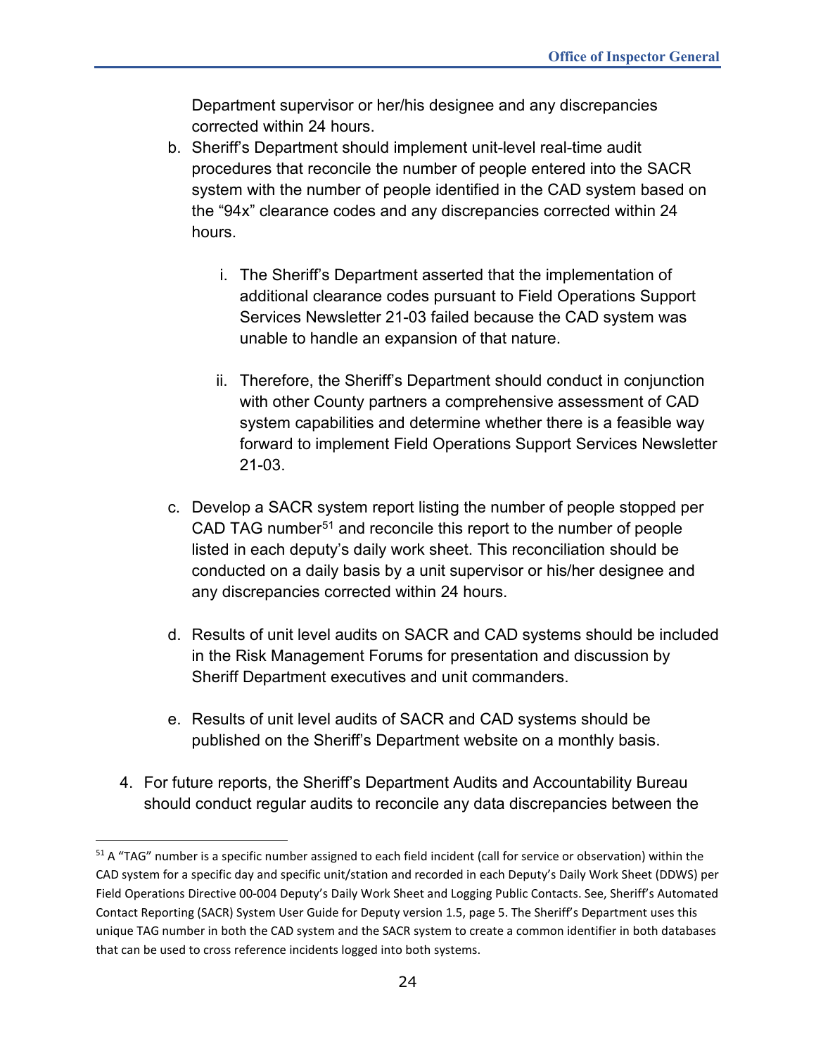Department supervisor or her/his designee and any discrepancies corrected within 24 hours.

b. Sheriff's Department should implement unit-level real-time audit procedures that reconcile the number of people entered into the SACR system with the number of people identified in the CAD system based on the "94x" clearance codes and any discrepancies corrected within 24 hours.

    i. The Sheriff's Department asserted that the implementation of additional clearance codes pursuant to Field Operations Support Services Newsletter 21-03 failed because the CAD system was unable to handle an expansion of that nature.

    ii. Therefore, the Sheriff's Department should conduct in conjunction with other County partners a comprehensive assessment of CAD system capabilities and determine whether there is a feasible way forward to implement Field Operations Support Services Newsletter 21-03.

c. Develop a SACR system report listing the number of people stopped per CAD TAG number[51] and reconcile this report to the number of people listed in each deputy's daily work sheet. This reconciliation should be conducted on a daily basis by a unit supervisor or his/her designee and any discrepancies corrected within 24 hours.

d. Results of unit level audits on SACR and CAD systems should be included in the Risk Management Forums for presentation and discussion by Sheriff Department executives and unit commanders.

e. Results of unit level audits of SACR and CAD systems should be published on the Sheriff's Department website on a monthly basis.

4. For future reports, the Sheriff's Department Audits and Accountability Bureau should conduct regular audits to reconcile any data discrepancies between the

---

[51] A "TAG" number is a specific number assigned to each field incident (call for service or observation) within the CAD system for a specific day and specific unit/station and recorded in each Deputy's Daily Work Sheet (DDWS) per Field Operations Directive 00-004 Deputy's Daily Work Sheet and Logging Public Contacts. See, Sheriff's Automated Contact Reporting (SACR) System User Guide for Deputy version 1.5, page 5. The Sheriff's Department uses this unique TAG number in both the CAD system and the SACR system to create a common identifier in both databases that can be used to cross reference incidents logged into both systems.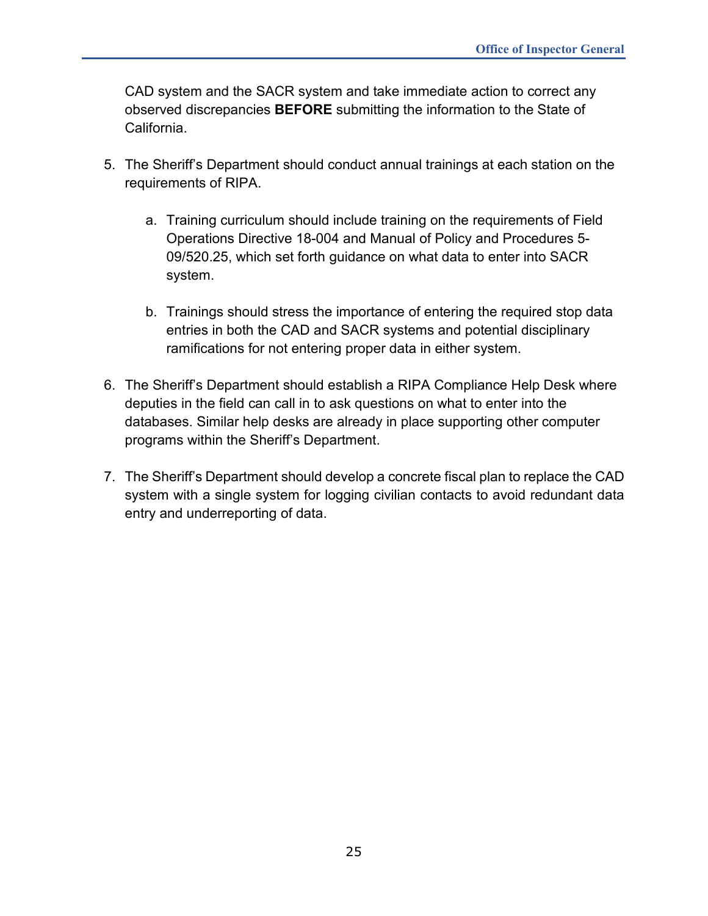CAD system and the SACR system and take immediate action to correct any observed discrepancies **BEFORE** submitting the information to the State of California.

5. The Sheriff's Department should conduct annual trainings at each station on the requirements of RIPA.

    a. Training curriculum should include training on the requirements of Field Operations Directive 18-004 and Manual of Policy and Procedures 5-09/520.25, which set forth guidance on what data to enter into SACR system.

    b. Trainings should stress the importance of entering the required stop data entries in both the CAD and SACR systems and potential disciplinary ramifications for not entering proper data in either system.

6. The Sheriff's Department should establish a RIPA Compliance Help Desk where deputies in the field can call in to ask questions on what to enter into the databases. Similar help desks are already in place supporting other computer programs within the Sheriff's Department.

7. The Sheriff's Department should develop a concrete fiscal plan to replace the CAD system with a single system for logging civilian contacts to avoid redundant data entry and underreporting of data.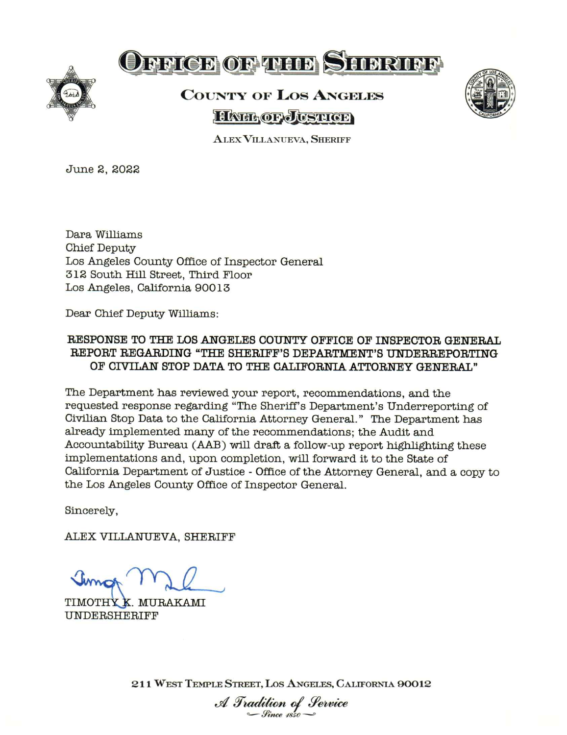# OFFICE OF THE SHERIFF

## COUNTY OF LOS ANGELES

### HALL OF JUSTICE

ALEX VILLANUEVA, SHERIFF

June 2, 2022

Dara Williams
Chief Deputy
Los Angeles County Office of Inspector General
312 South Hill Street, Third Floor
Los Angeles, California 90013

Dear Chief Deputy Williams:

**RESPONSE TO THE LOS ANGELES COUNTY OFFICE OF INSPECTOR GENERAL REPORT REGARDING "THE SHERIFF'S DEPARTMENT'S UNDERREPORTING OF CIVILAN STOP DATA TO THE CALIFORNIA ATTORNEY GENERAL"**

The Department has reviewed your report, recommendations, and the requested response regarding "The Sheriff's Department's Underreporting of Civilian Stop Data to the California Attorney General." The Department has already implemented many of the recommendations; the Audit and Accountability Bureau (AAB) will draft a follow-up report highlighting these implementations and, upon completion, will forward it to the State of California Department of Justice - Office of the Attorney General, and a copy to the Los Angeles County Office of Inspector General.

Sincerely,

ALEX VILLANUEVA, SHERIFF

TIMOTHY K. MURAKAMI
UNDERSHERIFF

211 WEST TEMPLE STREET, LOS ANGELES, CALIFORNIA 90012

*A Tradition of Service*
*Since 1850*